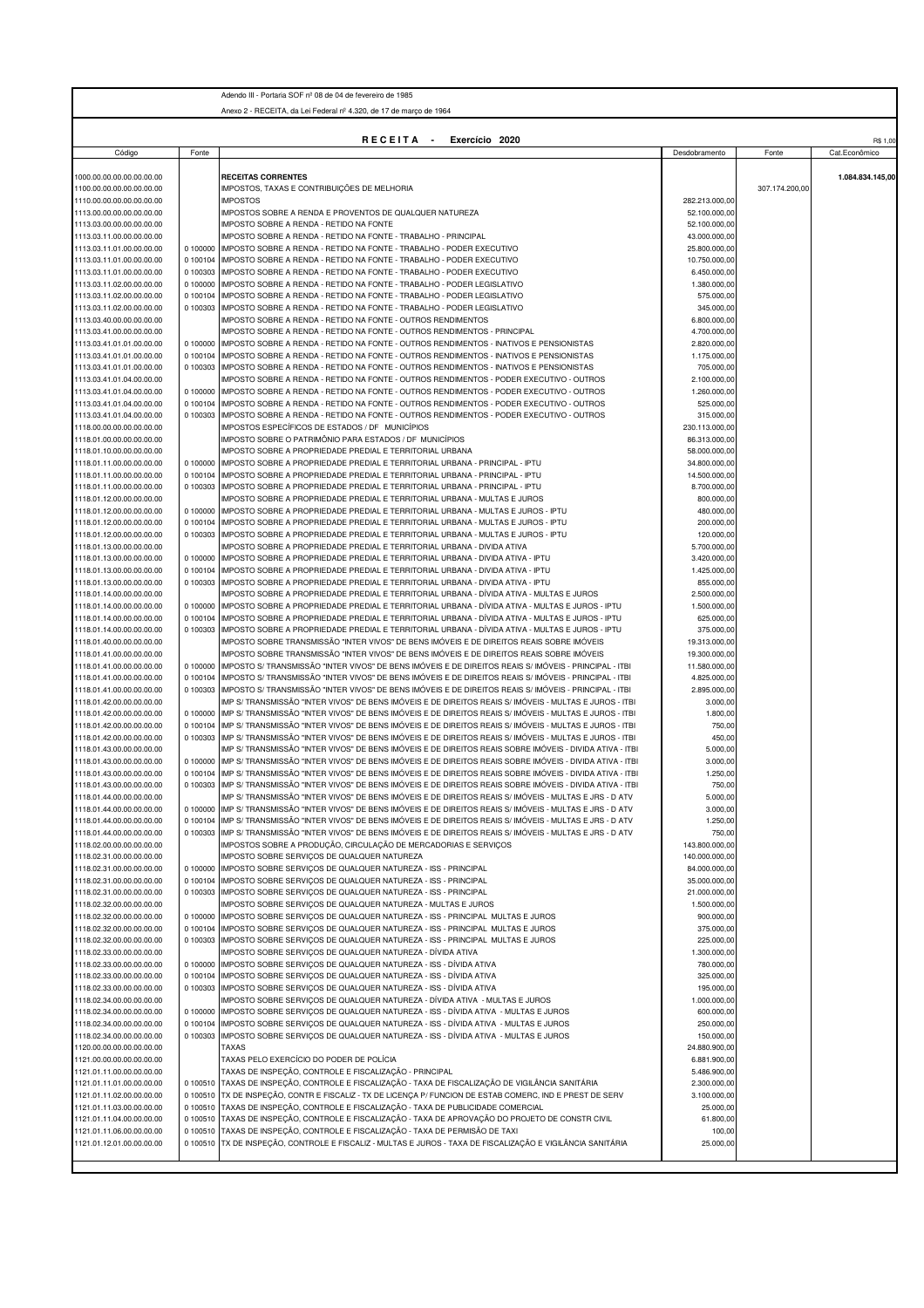Adendo III - Portaria SOF nº 08 de 04 de fevereiro de 1985

Anexo 2 - RECEITA, da Lei Federal nº 4.320, de 17 de março de 1964

**R E C E I T A - Exercício 2020**

R$ 1,00

| Código | Fonte | | Desdobramento | Fonte | Cat.Econômico |
|---|---|---|---|---|---|
| 1000.00.00.00.00.00.00 | | **RECEITAS CORRENTES** | | | **1.084.834.145,00** |
| 1100.00.00.00.00.00.00 | | IMPOSTOS, TAXAS E CONTRIBUIÇÕES DE MELHORIA | | 307.174.200,00 | |
| 1110.00.00.00.00.00.00 | | IMPOSTOS | 282.213.000,00 | | |
| 1113.00.00.00.00.00.00 | | IMPOSTOS SOBRE A RENDA E PROVENTOS DE QUALQUER NATUREZA | 52.100.000,00 | | |
| 1113.03.00.00.00.00.00 | | IMPOSTO SOBRE A RENDA - RETIDO NA FONTE | 52.100.000,00 | | |
| 1113.03.11.00.00.00.00 | | IMPOSTO SOBRE A RENDA - RETIDO NA FONTE - TRABALHO - PRINCIPAL | 43.000.000,00 | | |
| 1113.03.11.01.00.00.00 | 0 100000 | IMPOSTO SOBRE A RENDA - RETIDO NA FONTE - TRABALHO - PODER EXECUTIVO | 25.800.000,00 | | |
| 1113.03.11.01.00.00.00 | 0 100104 | IMPOSTO SOBRE A RENDA - RETIDO NA FONTE - TRABALHO - PODER EXECUTIVO | 10.750.000,00 | | |
| 1113.03.11.01.00.00.00 | 0 100303 | IMPOSTO SOBRE A RENDA - RETIDO NA FONTE - TRABALHO - PODER EXECUTIVO | 6.450.000,00 | | |
| 1113.03.11.02.00.00.00 | 0 100000 | IMPOSTO SOBRE A RENDA - RETIDO NA FONTE - TRABALHO - PODER LEGISLATIVO | 1.380.000,00 | | |
| 1113.03.11.02.00.00.00 | 0 100104 | IMPOSTO SOBRE A RENDA - RETIDO NA FONTE - TRABALHO - PODER LEGISLATIVO | 575.000,00 | | |
| 1113.03.11.02.00.00.00 | 0 100303 | IMPOSTO SOBRE A RENDA - RETIDO NA FONTE - TRABALHO - PODER LEGISLATIVO | 345.000,00 | | |
| 1113.03.40.00.00.00.00 | | IMPOSTO SOBRE A RENDA - RETIDO NA FONTE - OUTROS RENDIMENTOS | 6.800.000,00 | | |
| 1113.03.41.00.00.00.00 | | IMPOSTO SOBRE A RENDA - RETIDO NA FONTE - OUTROS RENDIMENTOS - PRINCIPAL | 4.700.000,00 | | |
| 1113.03.41.01.00.00.00 | 0 100000 | IMPOSTO SOBRE A RENDA - RETIDO NA FONTE - OUTROS RENDIMENTOS - INATIVOS E PENSIONISTAS | 2.820.000,00 | | |
| 1113.03.41.01.00.00.00 | 0 100104 | IMPOSTO SOBRE A RENDA - RETIDO NA FONTE - OUTROS RENDIMENTOS - INATIVOS E PENSIONISTAS | 1.175.000,00 | | |
| 1113.03.41.01.00.00.00 | 0 100303 | IMPOSTO SOBRE A RENDA - RETIDO NA FONTE - OUTROS RENDIMENTOS - INATIVOS E PENSIONISTAS | 705.000,00 | | |
| 1113.03.41.04.00.00.00 | | IMPOSTO SOBRE A RENDA - RETIDO NA FONTE - OUTROS RENDIMENTOS - PODER EXECUTIVO - OUTROS | 2.100.000,00 | | |
| 1113.03.41.04.00.00.00 | 0 100000 | IMPOSTO SOBRE A RENDA - RETIDO NA FONTE - OUTROS RENDIMENTOS - PODER EXECUTIVO - OUTROS | 1.260.000,00 | | |
| 1113.03.41.04.00.00.00 | 0 100104 | IMPOSTO SOBRE A RENDA - RETIDO NA FONTE - OUTROS RENDIMENTOS - PODER EXECUTIVO - OUTROS | 525.000,00 | | |
| 1113.03.41.04.00.00.00 | 0 100303 | IMPOSTO SOBRE A RENDA - RETIDO NA FONTE - OUTROS RENDIMENTOS - PODER EXECUTIVO - OUTROS | 315.000,00 | | |
| 1118.00.00.00.00.00.00 | | IMPOSTOS ESPECÍFICOS DE ESTADOS / DF MUNICÍPIOS | 230.113.000,00 | | |
| 1118.01.00.00.00.00.00 | | IMPOSTO SOBRE O PATRIMÔNIO PARA ESTADOS / DF MUNICÍPIOS | 86.313.000,00 | | |
| 1118.01.10.00.00.00.00 | | IMPOSTO SOBRE A PROPRIEDADE PREDIAL E TERRITORIAL URBANA | 58.000.000,00 | | |
| 1118.01.11.00.00.00.00 | 0 100000 | IMPOSTO SOBRE A PROPRIEDADE PREDIAL E TERRITORIAL URBANA - PRINCIPAL - IPTU | 34.800.000,00 | | |
| 1118.01.11.00.00.00.00 | 0 100104 | IMPOSTO SOBRE A PROPRIEDADE PREDIAL E TERRITORIAL URBANA - PRINCIPAL - IPTU | 14.500.000,00 | | |
| 1118.01.11.00.00.00.00 | 0 100303 | IMPOSTO SOBRE A PROPRIEDADE PREDIAL E TERRITORIAL URBANA - PRINCIPAL - IPTU | 8.700.000,00 | | |
| 1118.01.12.00.00.00.00 | | IMPOSTO SOBRE A PROPRIEDADE PREDIAL E TERRITORIAL URBANA - MULTAS E JUROS | 800.000,00 | | |
| 1118.01.12.00.00.00.00 | 0 100000 | IMPOSTO SOBRE A PROPRIEDADE PREDIAL E TERRITORIAL URBANA - MULTAS E JUROS - IPTU | 480.000,00 | | |
| 1118.01.12.00.00.00.00 | 0 100104 | IMPOSTO SOBRE A PROPRIEDADE PREDIAL E TERRITORIAL URBANA - MULTAS E JUROS - IPTU | 200.000,00 | | |
| 1118.01.12.00.00.00.00 | 0 100303 | IMPOSTO SOBRE A PROPRIEDADE PREDIAL E TERRITORIAL URBANA - MULTAS E JUROS - IPTU | 120.000,00 | | |
| 1118.01.13.00.00.00.00 | | IMPOSTO SOBRE A PROPRIEDADE PREDIAL E TERRITORIAL URBANA - DIVIDA ATIVA | 5.700.000,00 | | |
| 1118.01.13.00.00.00.00 | 0 100000 | IMPOSTO SOBRE A PROPRIEDADE PREDIAL E TERRITORIAL URBANA - DIVIDA ATIVA - IPTU | 3.420.000,00 | | |
| 1118.01.13.00.00.00.00 | 0 100104 | IMPOSTO SOBRE A PROPRIEDADE PREDIAL E TERRITORIAL URBANA - DIVIDA ATIVA - IPTU | 1.425.000,00 | | |
| 1118.01.13.00.00.00.00 | 0 100303 | IMPOSTO SOBRE A PROPRIEDADE PREDIAL E TERRITORIAL URBANA - DIVIDA ATIVA - IPTU | 855.000,00 | | |
| 1118.01.14.00.00.00.00 | | IMPOSTO SOBRE A PROPRIEDADE PREDIAL E TERRITORIAL URBANA - DÍVIDA ATIVA - MULTAS E JUROS | 2.500.000,00 | | |
| 1118.01.14.00.00.00.00 | 0 100000 | IMPOSTO SOBRE A PROPRIEDADE PREDIAL E TERRITORIAL URBANA - DÍVIDA ATIVA - MULTAS E JUROS - IPTU | 1.500.000,00 | | |
| 1118.01.14.00.00.00.00 | 0 100104 | IMPOSTO SOBRE A PROPRIEDADE PREDIAL E TERRITORIAL URBANA - DÍVIDA ATIVA - MULTAS E JUROS - IPTU | 625.000,00 | | |
| 1118.01.14.00.00.00.00 | 0 100303 | IMPOSTO SOBRE A PROPRIEDADE PREDIAL E TERRITORIAL URBANA - DÍVIDA ATIVA - MULTAS E JUROS - IPTU | 375.000,00 | | |
| 1118.01.40.00.00.00.00 | | IMPOSTO SOBRE TRANSMISSÃO "INTER VIVOS" DE BENS IMÓVEIS E DE DIREITOS REAIS SOBRE IMÓVEIS | 19.313.000,00 | | |
| 1118.01.41.00.00.00.00 | | IMPOSTO SOBRE TRANSMISSÃO "INTER VIVOS" DE BENS IMÓVEIS E DE DIREITOS REAIS SOBRE IMÓVEIS | 19.300.000,00 | | |
| 1118.01.41.00.00.00.00 | 0 100000 | IMPOSTO S/ TRANSMISSÃO "INTER VIVOS" DE BENS IMÓVEIS E DE DIREITOS REAIS S/ IMÓVEIS - PRINCIPAL - ITBI | 11.580.000,00 | | |
| 1118.01.41.00.00.00.00 | 0 100104 | IMPOSTO S/ TRANSMISSÃO "INTER VIVOS" DE BENS IMÓVEIS E DE DIREITOS REAIS S/ IMÓVEIS - PRINCIPAL - ITBI | 4.825.000,00 | | |
| 1118.01.41.00.00.00.00 | 0 100303 | IMPOSTO S/ TRANSMISSÃO "INTER VIVOS" DE BENS IMÓVEIS E DE DIREITOS REAIS S/ IMÓVEIS - PRINCIPAL - ITBI | 2.895.000,00 | | |
| 1118.01.42.00.00.00.00 | | IMP S/ TRANSMISSÃO "INTER VIVOS" DE BENS IMÓVEIS E DE DIREITOS REAIS S/ IMÓVEIS - MULTAS E JUROS - ITBI | 3.000,00 | | |
| 1118.01.42.00.00.00.00 | 0 100000 | IMP S/ TRANSMISSÃO "INTER VIVOS" DE BENS IMÓVEIS E DE DIREITOS REAIS S/ IMÓVEIS - MULTAS E JUROS - ITBI | 1.800,00 | | |
| 1118.01.42.00.00.00.00 | 0 100104 | IMP S/ TRANSMISSÃO "INTER VIVOS" DE BENS IMÓVEIS E DE DIREITOS REAIS S/ IMÓVEIS - MULTAS E JUROS - ITBI | 750,00 | | |
| 1118.01.42.00.00.00.00 | 0 100303 | IMP S/ TRANSMISSÃO "INTER VIVOS" DE BENS IMÓVEIS E DE DIREITOS REAIS S/ IMÓVEIS - MULTAS E JUROS - ITBI | 450,00 | | |
| 1118.01.43.00.00.00.00 | | IMP S/ TRANSMISSÃO "INTER VIVOS" DE BENS IMÓVEIS E DE DIREITOS REAIS SOBRE IMÓVEIS - DIVIDA ATIVA - ITBI | 5.000,00 | | |
| 1118.01.43.00.00.00.00 | 0 100000 | IMP S/ TRANSMISSÃO "INTER VIVOS" DE BENS IMÓVEIS E DE DIREITOS REAIS SOBRE IMÓVEIS - DIVIDA ATIVA - ITBI | 3.000,00 | | |
| 1118.01.43.00.00.00.00 | 0 100104 | IMP S/ TRANSMISSÃO "INTER VIVOS" DE BENS IMÓVEIS E DE DIREITOS REAIS SOBRE IMÓVEIS - DIVIDA ATIVA - ITBI | 1.250,00 | | |
| 1118.01.43.00.00.00.00 | 0 100303 | IMP S/ TRANSMISSÃO "INTER VIVOS" DE BENS IMÓVEIS E DE DIREITOS REAIS SOBRE IMÓVEIS - DIVIDA ATIVA - ITBI | 750,00 | | |
| 1118.01.44.00.00.00.00 | | IMP S/ TRANSMISSÃO "INTER VIVOS" DE BENS IMÓVEIS E DE DIREITOS REAIS S/ IMÓVEIS - MULTAS E JRS - D ATV | 5.000,00 | | |
| 1118.01.44.00.00.00.00 | 0 100000 | IMP S/ TRANSMISSÃO "INTER VIVOS" DE BENS IMÓVEIS E DE DIREITOS REAIS S/ IMÓVEIS - MULTAS E JRS - D ATV | 3.000,00 | | |
| 1118.01.44.00.00.00.00 | 0 100104 | IMP S/ TRANSMISSÃO "INTER VIVOS" DE BENS IMÓVEIS E DE DIREITOS REAIS S/ IMÓVEIS - MULTAS E JRS - D ATV | 1.250,00 | | |
| 1118.01.44.00.00.00.00 | 0 100303 | IMP S/ TRANSMISSÃO "INTER VIVOS" DE BENS IMÓVEIS E DE DIREITOS REAIS S/ IMÓVEIS - MULTAS E JRS - D ATV | 750,00 | | |
| 1118.02.00.00.00.00.00 | | IMPOSTOS SOBRE A PRODUÇÃO, CIRCULAÇÃO DE MERCADORIAS E SERVIÇOS | 143.800.000,00 | | |
| 1118.02.30.00.00.00.00 | | IMPOSTO SOBRE SERVIÇOS DE QUALQUER NATUREZA | 140.000.000,00 | | |
| 1118.02.31.00.00.00.00 | 0 100000 | IMPOSTO SOBRE SERVIÇOS DE QUALQUER NATUREZA - ISS - PRINCIPAL | 84.000.000,00 | | |
| 1118.02.31.00.00.00.00 | 0 100104 | IMPOSTO SOBRE SERVIÇOS DE QUALQUER NATUREZA - ISS - PRINCIPAL | 35.000.000,00 | | |
| 1118.02.31.00.00.00.00 | 0 100303 | IMPOSTO SOBRE SERVIÇOS DE QUALQUER NATUREZA - ISS - PRINCIPAL | 21.000.000,00 | | |
| 1118.02.32.00.00.00.00 | | IMPOSTO SOBRE SERVIÇOS DE QUALQUER NATUREZA - MULTAS E JUROS | 1.500.000,00 | | |
| 1118.02.32.00.00.00.00 | 0 100000 | IMPOSTO SOBRE SERVIÇOS DE QUALQUER NATUREZA - ISS - PRINCIPAL MULTAS E JUROS | 900.000,00 | | |
| 1118.02.32.00.00.00.00 | 0 100104 | IMPOSTO SOBRE SERVIÇOS DE QUALQUER NATUREZA - ISS - PRINCIPAL MULTAS E JUROS | 375.000,00 | | |
| 1118.02.32.00.00.00.00 | 0 100303 | IMPOSTO SOBRE SERVIÇOS DE QUALQUER NATUREZA - ISS - PRINCIPAL MULTAS E JUROS | 225.000,00 | | |
| 1118.02.33.00.00.00.00 | | IMPOSTO SOBRE SERVIÇOS DE QUALQUER NATUREZA - DÍVIDA ATIVA | 1.300.000,00 | | |
| 1118.02.33.00.00.00.00 | 0 100000 | IMPOSTO SOBRE SERVIÇOS DE QUALQUER NATUREZA - ISS - DÍVIDA ATIVA | 780.000,00 | | |
| 1118.02.33.00.00.00.00 | 0 100104 | IMPOSTO SOBRE SERVIÇOS DE QUALQUER NATUREZA - ISS - DÍVIDA ATIVA | 325.000,00 | | |
| 1118.02.33.00.00.00.00 | 0 100303 | IMPOSTO SOBRE SERVIÇOS DE QUALQUER NATUREZA - ISS - DÍVIDA ATIVA | 195.000,00 | | |
| 1118.02.34.00.00.00.00 | | IMPOSTO SOBRE SERVIÇOS DE QUALQUER NATUREZA - DÍVIDA ATIVA - MULTAS E JUROS | 1.000.000,00 | | |
| 1118.02.34.00.00.00.00 | 0 100000 | IMPOSTO SOBRE SERVIÇOS DE QUALQUER NATUREZA - ISS - DÍVIDA ATIVA - MULTAS E JUROS | 600.000,00 | | |
| 1118.02.34.00.00.00.00 | 0 100104 | IMPOSTO SOBRE SERVIÇOS DE QUALQUER NATUREZA - ISS - DÍVIDA ATIVA - MULTAS E JUROS | 250.000,00 | | |
| 1118.02.34.00.00.00.00 | 0 100303 | IMPOSTO SOBRE SERVIÇOS DE QUALQUER NATUREZA - ISS - DÍVIDA ATIVA - MULTAS E JUROS | 150.000,00 | | |
| 1120.00.00.00.00.00.00 | | TAXAS | 24.880.900,00 | | |
| 1121.00.00.00.00.00.00 | | TAXAS PELO EXERCÍCIO DO PODER DE POLÍCIA | 6.881.900,00 | | |
| 1121.01.11.00.00.00.00 | | TAXAS DE INSPEÇÃO, CONTROLE E FISCALIZAÇÃO - PRINCIPAL | 5.486.900,00 | | |
| 1121.01.11.01.00.00.00 | 0 100510 | TAXAS DE INSPEÇÃO, CONTROLE E FISCALIZAÇÃO - TAXA DE FISCALIZAÇÃO DE VIGILÂNCIA SANITÁRIA | 2.300.000,00 | | |
| 1121.01.11.02.00.00.00 | 0 100510 | TX DE INSPEÇÃO, CONTR E FISCALIZ - TX DE LICENÇA P/ FUNCION DE ESTAB COMERC, IND E PREST DE SERV | 3.100.000,00 | | |
| 1121.01.11.03.00.00.00 | 0 100510 | TAXAS DE INSPEÇÃO, CONTROLE E FISCALIZAÇÃO - TAXA DE PUBLICIDADE COMERCIAL | 25.000,00 | | |
| 1121.01.11.04.00.00.00 | 0 100510 | TAXAS DE INSPEÇÃO, CONTROLE E FISCALIZAÇÃO - TAXA DE APROVAÇÃO DO PROJETO DE CONSTR CIVIL | 61.800,00 | | |
| 1121.01.11.06.00.00.00 | 0 100510 | TAXAS DE INSPEÇÃO, CONTROLE E FISCALIZAÇÃO - TAXA DE PERMISSÃO DE TAXI | 100,00 | | |
| 1121.01.12.01.00.00.00 | 0 100510 | TX DE INSPEÇÃO, CONTROLE E FISCALIZ - MULTAS E JUROS - TAXA DE FISCALIZAÇÃO E VIGILÂNCIA SANITÁRIA | 25.000,00 | | |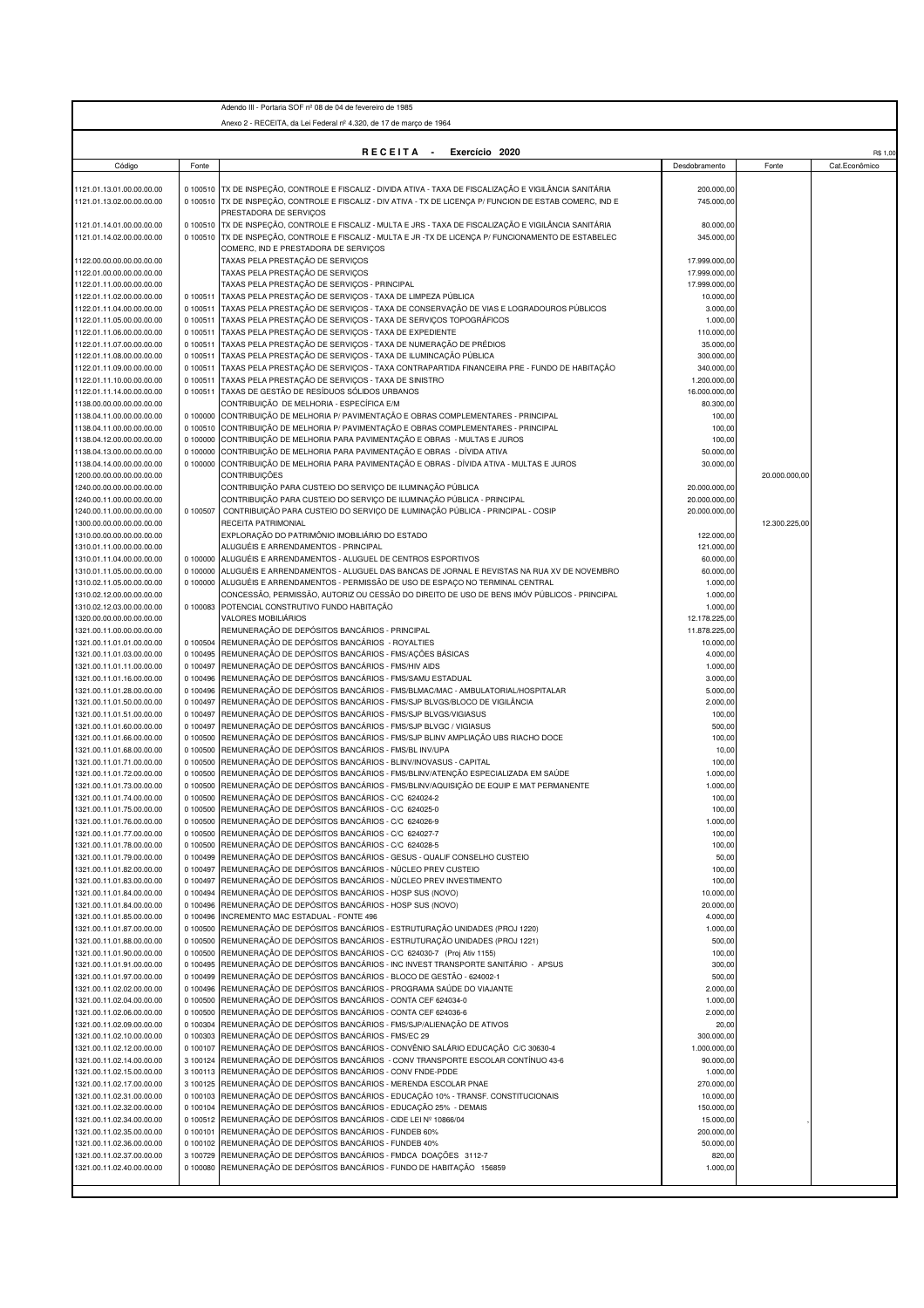Adendo III - Portaria SOF nº 08 de 04 de fevereiro de 1985

Anexo 2 - RECEITA, da Lei Federal nº 4.320, de 17 de março de 1964

**R E C E I T A - Exercício 2020**

R$ 1,00

| Código | Fonte | | Desdobramento | Fonte | Cat.Econômico |
|---|---|---|---|---|---|
| 1121.01.13.01.00.00.00.00 | 0 100510 | TX DE INSPEÇÃO, CONTROLE E FISCALIZ - DIVIDA ATIVA - TAXA DE FISCALIZAÇÃO E VIGILÂNCIA SANITÁRIA | 200.000,00 | | |
| 1121.01.13.02.00.00.00.00 | 0 100510 | TX DE INSPEÇÃO, CONTROLE E FISCALIZ - DIV ATIVA - TX DE LICENÇA P/ FUNCION DE ESTAB COMERC, IND E PRESTADORA DE SERVIÇOS | 745.000,00 | | |
| 1121.01.14.01.00.00.00.00 | 0 100510 | TX DE INSPEÇÃO, CONTROLE E FISCALIZ - MULTA E JRS - TAXA DE FISCALIZAÇÃO E VIGILÂNCIA SANITÁRIA | 80.000,00 | | |
| 1121.01.14.02.00.00.00.00 | 0 100510 | TX DE INSPEÇÃO, CONTROLE E FISCALIZ - MULTA E JR -TX DE LICENÇA P/ FUNCIONAMENTO DE ESTABELEC COMERC, IND E PRESTADORA DE SERVIÇOS | 345.000,00 | | |
| 1122.00.00.00.00.00.00.00 | | TAXAS PELA PRESTAÇÃO DE SERVIÇOS | 17.999.000,00 | | |
| 1122.01.00.00.00.00.00.00 | | TAXAS PELA PRESTAÇÃO DE SERVIÇOS | 17.999.000,00 | | |
| 1122.01.11.00.00.00.00.00 | | TAXAS PELA PRESTAÇÃO DE SERVIÇOS - PRINCIPAL | 17.999.000,00 | | |
| 1122.01.11.02.00.00.00.00 | 0 100511 | TAXAS PELA PRESTAÇÃO DE SERVIÇOS - TAXA DE LIMPEZA PÚBLICA | 10.000,00 | | |
| 1122.01.11.04.00.00.00.00 | 0 100511 | TAXAS PELA PRESTAÇÃO DE SERVIÇOS - TAXA DE CONSERVAÇÃO DE VIAS E LOGRADOUROS PÚBLICOS | 3.000,00 | | |
| 1122.01.11.05.00.00.00.00 | 0 100511 | TAXAS PELA PRESTAÇÃO DE SERVIÇOS - TAXA DE SERVIÇOS TOPOGRÁFICOS | 1.000,00 | | |
| 1122.01.11.06.00.00.00.00 | 0 100511 | TAXAS PELA PRESTAÇÃO DE SERVIÇOS - TAXA DE EXPEDIENTE | 110.000,00 | | |
| 1122.01.11.07.00.00.00.00 | 0 100511 | TAXAS PELA PRESTAÇÃO DE SERVIÇOS - TAXA DE NUMERAÇÃO DE PRÉDIOS | 35.000,00 | | |
| 1122.01.11.08.00.00.00.00 | 0 100511 | TAXAS PELA PRESTAÇÃO DE SERVIÇOS - TAXA DE ILUMINCAÇÃO PÚBLICA | 300.000,00 | | |
| 1122.01.11.09.00.00.00.00 | 0 100511 | TAXAS PELA PRESTAÇÃO DE SERVIÇOS - TAXA CONTRAPARTIDA FINANCEIRA PRE - FUNDO DE HABITAÇÃO | 340.000,00 | | |
| 1122.01.11.10.00.00.00.00 | 0 100511 | TAXAS PELA PRESTAÇÃO DE SERVIÇOS - TAXA DE SINISTRO | 1.200.000,00 | | |
| 1122.01.11.14.00.00.00.00 | 0 100511 | TAXAS DE GESTÃO DE RESÍDUOS SÓLIDOS URBANOS | 16.000.000,00 | | |
| 1138.00.00.00.00.00.00.00 | | CONTRIBUIÇÃO DE MELHORIA - ESPECÍFICA E/M | 80.300,00 | | |
| 1138.04.11.00.00.00.00.00 | 0 100000 | CONTRIBUIÇÃO DE MELHORIA P/ PAVIMENTAÇÃO E OBRAS COMPLEMENTARES - PRINCIPAL | 100,00 | | |
| 1138.04.11.00.00.00.00.00 | 0 100510 | CONTRIBUIÇÃO DE MELHORIA P/ PAVIMENTAÇÃO E OBRAS COMPLEMENTARES - PRINCIPAL | 100,00 | | |
| 1138.04.12.00.00.00.00.00 | 0 100000 | CONTRIBUIÇÃO DE MELHORIA PARA PAVIMENTAÇÃO E OBRAS - MULTAS E JUROS | 100,00 | | |
| 1138.04.13.00.00.00.00.00 | 0 100000 | CONTRIBUIÇÃO DE MELHORIA PARA PAVIMENTAÇÃO E OBRAS - DÍVIDA ATIVA | 50.000,00 | | |
| 1138.04.14.00.00.00.00.00 | 0 100000 | CONTRIBUIÇÃO DE MELHORIA PARA PAVIMENTAÇÃO E OBRAS - DÍVIDA ATIVA - MULTAS E JUROS | 30.000,00 | | |
| 1200.00.00.00.00.00.00.00 | | CONTRIBUIÇÕES | | 20.000.000,00 | |
| 1240.00.00.00.00.00.00.00 | | CONTRIBUIÇÃO PARA CUSTEIO DO SERVIÇO DE ILUMINAÇÃO PÚBLICA | 20.000.000,00 | | |
| 1240.00.11.00.00.00.00.00 | | CONTRIBUIÇÃO PARA CUSTEIO DO SERVIÇO DE ILUMINAÇÃO PÚBLICA - PRINCIPAL | 20.000.000,00 | | |
| 1240.00.11.00.00.00.00.00 | 0 100507 | CONTRIBUIÇÃO PARA CUSTEIO DO SERVIÇO DE ILUMINAÇÃO PÚBLICA - PRINCIPAL - COSIP | 20.000.000,00 | | |
| 1300.00.00.00.00.00.00.00 | | RECEITA PATRIMONIAL | | 12.300.225,00 | |
| 1310.00.00.00.00.00.00.00 | | EXPLORAÇÃO DO PATRIMÔNIO IMOBILIÁRIO DO ESTADO | 122.000,00 | | |
| 1310.01.11.00.00.00.00.00 | | ALUGUÉIS E ARRENDAMENTOS - PRINCIPAL | 121.000,00 | | |
| 1310.01.11.04.00.00.00.00 | 0 100000 | ALUGUÉIS E ARRENDAMENTOS - ALUGUEL DE CENTROS ESPORTIVOS | 60.000,00 | | |
| 1310.01.11.05.00.00.00.00 | 0 100000 | ALUGUÉIS E ARRENDAMENTOS - ALUGUEL DAS BANCAS DE JORNAL E REVISTAS NA RUA XV DE NOVEMBRO | 60.000,00 | | |
| 1310.02.11.05.00.00.00.00 | 0 100000 | ALUGUÉIS E ARRENDAMENTOS - PERMISSÃO DE USO DE ESPAÇO NO TERMINAL CENTRAL | 1.000,00 | | |
| 1310.02.12.00.00.00.00.00 | | CONCESSÃO, PERMISSÃO, AUTORIZ OU CESSÃO DO DIREITO DE USO DE BENS IMÓV PÚBLICOS - PRINCIPAL | 1.000,00 | | |
| 1310.02.12.03.00.00.00.00 | 0 100083 | POTENCIAL CONSTRUTIVO FUNDO HABITAÇÃO | 1.000,00 | | |
| 1320.00.00.00.00.00.00.00 | | VALORES MOBILIÁRIOS | 12.178.225,00 | | |
| 1321.00.11.00.00.00.00.00 | | REMUNERAÇÃO DE DEPÓSITOS BANCÁRIOS - PRINCIPAL | 11.878.225,00 | | |
| 1321.00.11.01.01.00.00.00 | 0 100504 | REMUNERAÇÃO DE DEPÓSITOS BANCÁRIOS - ROYALTIES | 10.000,00 | | |
| 1321.00.11.01.03.00.00.00 | 0 100495 | REMUNERAÇÃO DE DEPÓSITOS BANCÁRIOS - FMS/AÇÕES BÁSICAS | 4.000,00 | | |
| 1321.00.11.01.11.00.00.00 | 0 100497 | REMUNERAÇÃO DE DEPÓSITOS BANCÁRIOS - FMS/HIV AIDS | 1.000,00 | | |
| 1321.00.11.01.16.00.00.00 | 0 100496 | REMUNERAÇÃO DE DEPÓSITOS BANCÁRIOS - FMS/SAMU ESTADUAL | 3.000,00 | | |
| 1321.00.11.01.28.00.00.00 | 0 100496 | REMUNERAÇÃO DE DEPÓSITOS BANCÁRIOS - FMS/BLMAC/MAC - AMBULATORIAL/HOSPITALAR | 5.000,00 | | |
| 1321.00.11.01.50.00.00.00 | 0 100497 | REMUNERAÇÃO DE DEPÓSITOS BANCÁRIOS - FMS/SJP BLVGS/BLOCO DE VIGILÂNCIA | 2.000,00 | | |
| 1321.00.11.01.51.00.00.00 | 0 100497 | REMUNERAÇÃO DE DEPÓSITOS BANCÁRIOS - FMS/SJP BLVGS/VIGIASUS | 100,00 | | |
| 1321.00.11.01.60.00.00.00 | 0 100497 | REMUNERAÇÃO DE DEPÓSITOS BANCÁRIOS - FMS/SJP BLVGC / VIGIASUS | 500,00 | | |
| 1321.00.11.01.66.00.00.00 | 0 100500 | REMUNERAÇÃO DE DEPÓSITOS BANCÁRIOS - FMS/SJP BLINV AMPLIAÇÃO UBS RIACHO DOCE | 100,00 | | |
| 1321.00.11.01.68.00.00.00 | 0 100500 | REMUNERAÇÃO DE DEPÓSITOS BANCÁRIOS - FMS/BL INV/UPA | 10,00 | | |
| 1321.00.11.01.71.00.00.00 | 0 100500 | REMUNERAÇÃO DE DEPÓSITOS BANCÁRIOS - BLINV/INOVASUS - CAPITAL | 100,00 | | |
| 1321.00.11.01.72.00.00.00 | 0 100500 | REMUNERAÇÃO DE DEPÓSITOS BANCÁRIOS - FMS/BLINV/ATENÇÃO ESPECIALIZADA EM SAÚDE | 1.000,00 | | |
| 1321.00.11.01.73.00.00.00 | 0 100500 | REMUNERAÇÃO DE DEPÓSITOS BANCÁRIOS - FMS/BLINV/AQUISIÇÃO DE EQUIP E MAT PERMANENTE | 1.000,00 | | |
| 1321.00.11.01.74.00.00.00 | 0 100500 | REMUNERAÇÃO DE DEPÓSITOS BANCÁRIOS - C/C 624024-2 | 100,00 | | |
| 1321.00.11.01.75.00.00.00 | 0 100500 | REMUNERAÇÃO DE DEPÓSITOS BANCÁRIOS - C/C 624025-0 | 100,00 | | |
| 1321.00.11.01.76.00.00.00 | 0 100500 | REMUNERAÇÃO DE DEPÓSITOS BANCÁRIOS - C/C 624026-9 | 1.000,00 | | |
| 1321.00.11.01.77.00.00.00 | 0 100500 | REMUNERAÇÃO DE DEPÓSITOS BANCÁRIOS - C/C 624027-7 | 100,00 | | |
| 1321.00.11.01.78.00.00.00 | 0 100500 | REMUNERAÇÃO DE DEPÓSITOS BANCÁRIOS - C/C 624028-5 | 100,00 | | |
| 1321.00.11.01.79.00.00.00 | 0 100499 | REMUNERAÇÃO DE DEPÓSITOS BANCÁRIOS - GESUS - QUALIF CONSELHO CUSTEIO | 50,00 | | |
| 1321.00.11.01.82.00.00.00 | 0 100497 | REMUNERAÇÃO DE DEPÓSITOS BANCÁRIOS - NÚCLEO PREV CUSTEIO | 100,00 | | |
| 1321.00.11.01.83.00.00.00 | 0 100497 | REMUNERAÇÃO DE DEPÓSITOS BANCÁRIOS - NÚCLEO PREV INVESTIMENTO | 100,00 | | |
| 1321.00.11.01.84.00.00.00 | 0 100494 | REMUNERAÇÃO DE DEPÓSITOS BANCÁRIOS - HOSP SUS (NOVO) | 10.000,00 | | |
| 1321.00.11.01.84.00.00.00 | 0 100496 | REMUNERAÇÃO DE DEPÓSITOS BANCÁRIOS - HOSP SUS (NOVO) | 20.000,00 | | |
| 1321.00.11.01.85.00.00.00 | 0 100496 | INCREMENTO MAC ESTADUAL - FONTE 496 | 4.000,00 | | |
| 1321.00.11.01.87.00.00.00 | 0 100500 | REMUNERAÇÃO DE DEPÓSITOS BANCÁRIOS - ESTRUTURAÇÃO UNIDADES (PROJ 1220) | 1.000,00 | | |
| 1321.00.11.01.88.00.00.00 | 0 100500 | REMUNERAÇÃO DE DEPÓSITOS BANCÁRIOS - ESTRUTURAÇÃO UNIDADES (PROJ 1221) | 500,00 | | |
| 1321.00.11.01.90.00.00.00 | 0 100500 | REMUNERAÇÃO DE DEPÓSITOS BANCÁRIOS - C/C 624030-7 (Proj Ativ 1155) | 100,00 | | |
| 1321.00.11.01.91.00.00.00 | 0 100495 | REMUNERAÇÃO DE DEPÓSITOS BANCÁRIOS - INC INVEST TRANSPORTE SANITÁRIO - APSUS | 300,00 | | |
| 1321.00.11.01.97.00.00.00 | 0 100499 | REMUNERAÇÃO DE DEPÓSITOS BANCÁRIOS - BLOCO DE GESTÃO - 624002-1 | 500,00 | | |
| 1321.00.11.02.02.00.00.00 | 0 100496 | REMUNERAÇÃO DE DEPÓSITOS BANCÁRIOS - PROGRAMA SAÚDE DO VIAJANTE | 2.000,00 | | |
| 1321.00.11.02.04.00.00.00 | 0 100500 | REMUNERAÇÃO DE DEPÓSITOS BANCÁRIOS - CONTA CEF 624034-0 | 1.000,00 | | |
| 1321.00.11.02.06.00.00.00 | 0 100500 | REMUNERAÇÃO DE DEPÓSITOS BANCÁRIOS - CONTA CEF 624036-6 | 2.000,00 | | |
| 1321.00.11.02.09.00.00.00 | 0 100304 | REMUNERAÇÃO DE DEPÓSITOS BANCÁRIOS - FMS/SJP/ALIENAÇÃO DE ATIVOS | 20,00 | | |
| 1321.00.11.02.10.00.00.00 | 0 100303 | REMUNERAÇÃO DE DEPÓSITOS BANCÁRIOS - FMS/EC 29 | 300.000,00 | | |
| 1321.00.11.02.12.00.00.00 | 0 100107 | REMUNERAÇÃO DE DEPÓSITOS BANCÁRIOS - CONVÊNIO SALÁRIO EDUCAÇÃO C/C 30630-4 | 1.000.000,00 | | |
| 1321.00.11.02.14.00.00.00 | 3 100124 | REMUNERAÇÃO DE DEPÓSITOS BANCÁRIOS - CONV TRANSPORTE ESCOLAR CONTÍNUO 43-6 | 90.000,00 | | |
| 1321.00.11.02.15.00.00.00 | 3 100113 | REMUNERAÇÃO DE DEPÓSITOS BANCÁRIOS - CONV FNDE-PDDE | 1.000,00 | | |
| 1321.00.11.02.17.00.00.00 | 3 100125 | REMUNERAÇÃO DE DEPÓSITOS BANCÁRIOS - MERENDA ESCOLAR PNAE | 270.000,00 | | |
| 1321.00.11.02.31.00.00.00 | 0 100103 | REMUNERAÇÃO DE DEPÓSITOS BANCÁRIOS - EDUCAÇÃO 10% - TRANSF. CONSTITUCIONAIS | 10.000,00 | | |
| 1321.00.11.02.32.00.00.00 | 0 100104 | REMUNERAÇÃO DE DEPÓSITOS BANCÁRIOS - EDUCAÇÃO 25% - DEMAIS | 150.000,00 | | |
| 1321.00.11.02.34.00.00.00 | 0 100512 | REMUNERAÇÃO DE DEPÓSITOS BANCÁRIOS - CIDE LEI Nº 10866/04 | 15.000,00 | | |
| 1321.00.11.02.35.00.00.00 | 0 100101 | REMUNERAÇÃO DE DEPÓSITOS BANCÁRIOS - FUNDEB 60% | 200.000,00 | | |
| 1321.00.11.02.36.00.00.00 | 0 100102 | REMUNERAÇÃO DE DEPÓSITOS BANCÁRIOS - FUNDEB 40% | 50.000,00 | | |
| 1321.00.11.02.37.00.00.00 | 3 100729 | REMUNERAÇÃO DE DEPÓSITOS BANCÁRIOS - FMDCA DOAÇÕES 3112-7 | 820,00 | | |
| 1321.00.11.02.40.00.00.00 | 0 100080 | REMUNERAÇÃO DE DEPÓSITOS BANCÁRIOS - FUNDO DE HABITAÇÃO 156859 | 1.000,00 | | |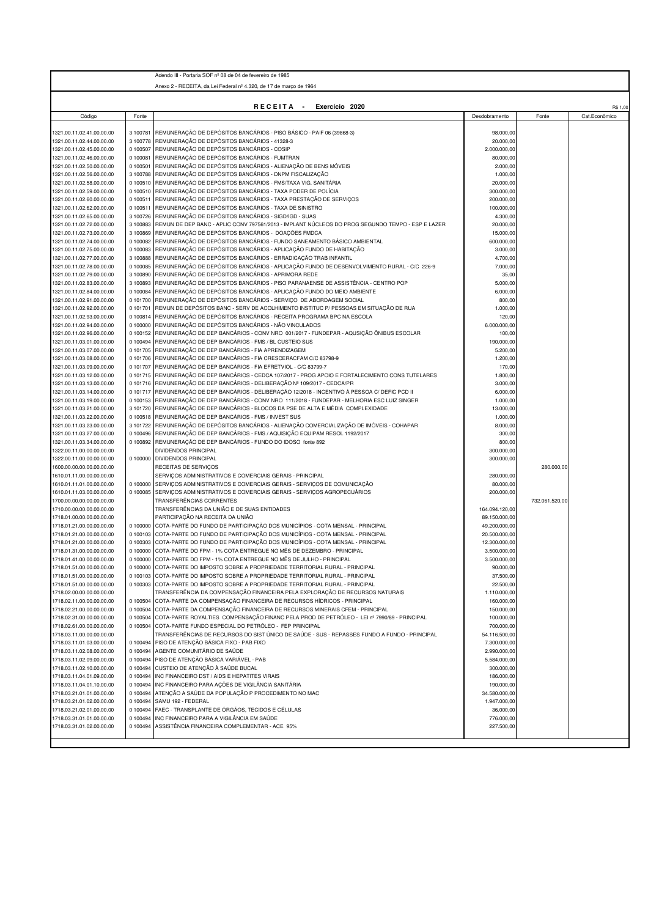Adendo III - Portaria SOF nº 08 de 04 de fevereiro de 1985

Anexo 2 - RECEITA, da Lei Federal nº 4.320, de 17 de março de 1964

**R E C E I T A - Exercício 2020**

R$ 1,00

| Código | Fonte | | Desdobramento | Fonte | Cat.Econômico |
|---|---|---|---|---|---|
| 1321.00.11.02.41.00.00.00 | 3 100781 | REMUNERAÇÃO DE DEPÓSITOS BANCÁRIOS - PISO BÁSICO - PAIF 06 (39868-3) | 98.000,00 | | |
| 1321.00.11.02.44.00.00.00 | 3 100778 | REMUNERAÇÃO DE DEPÓSITOS BANCÁRIOS - 41328-3 | 20.000,00 | | |
| 1321.00.11.02.45.00.00.00 | 0 100507 | REMUNERAÇÃO DE DEPÓSITOS BANCÁRIOS - COSIP | 2.000.000,00 | | |
| 1321.00.11.02.46.00.00.00 | 0 100081 | REMUNERAÇÃO DE DEPÓSITOS BANCÁRIOS - FUMTRAN | 80.000,00 | | |
| 1321.00.11.02.50.00.00.00 | 0 100501 | REMUNERAÇÃO DE DEPÓSITOS BANCÁRIOS - ALIENAÇÃO DE BENS MÓVEIS | 2.000,00 | | |
| 1321.00.11.02.56.00.00.00 | 3 100788 | REMUNERAÇÃO DE DEPÓSITOS BANCÁRIOS - DNPM FISCALIZAÇÃO | 1.000,00 | | |
| 1321.00.11.02.58.00.00.00 | 0 100510 | REMUNERAÇÃO DE DEPÓSITOS BANCÁRIOS - FMS/TAXA VIG. SANITÁRIA | 20.000,00 | | |
| 1321.00.11.02.59.00.00.00 | 0 100510 | REMUNERAÇÃO DE DEPÓSITOS BANCÁRIOS - TAXA PODER DE POLÍCIA | 300.000,00 | | |
| 1321.00.11.02.60.00.00.00 | 0 100511 | REMUNERAÇÃO DE DEPÓSITOS BANCÁRIOS - TAXA PRESTAÇÃO DE SERVIÇOS | 200.000,00 | | |
| 1321.00.11.02.62.00.00.00 | 0 100511 | REMUNERAÇÃO DE DEPÓSITOS BANCÁRIOS - TAXA DE SINISTRO | 100.000,00 | | |
| 1321.00.11.02.65.00.00.00 | 3 100726 | REMUNERAÇÃO DE DEPÓSITOS BANCÁRIOS - SIGD/IGD - SUAS | 4.300,00 | | |
| 1321.00.11.02.72.00.00.00 | 3 100883 | REMUN DE DEP BANC - APLIC CONV 797561/2013 - IMPLANT NÚCLEOS DO PROG SEGUNDO TEMPO - ESP E LAZER | 20.000,00 | | |
| 1321.00.11.02.73.00.00.00 | 3 100869 | REMUNERAÇÃO DE DEPÓSITOS BANCÁRIOS - DOAÇÕES FMDCA | 15.000,00 | | |
| 1321.00.11.02.74.00.00.00 | 0 100082 | REMUNERAÇÃO DE DEPÓSITOS BANCÁRIOS - FUNDO SANEAMENTO BÁSICO AMBIENTAL | 600.000,00 | | |
| 1321.00.11.02.75.00.00.00 | 0 100083 | REMUNERAÇÃO DE DEPÓSITOS BANCÁRIOS - APLICAÇÃO FUNDO DE HABITAÇÃO | 3.000,00 | | |
| 1321.00.11.02.77.00.00.00 | 3 100888 | REMUNERAÇÃO DE DEPÓSITOS BANCÁRIOS - ERRADICAÇÃO TRAB INFANTIL | 4.700,00 | | |
| 1321.00.11.02.78.00.00.00 | 0 100085 | REMUNERAÇÃO DE DEPÓSITOS BANCÁRIOS - APLICAÇÃO FUNDO DE DESENVOLVIMENTO RURAL - C/C 226-9 | 7.000,00 | | |
| 1321.00.11.02.79.00.00.00 | 3 100890 | REMUNERAÇÃO DE DEPÓSITOS BANCÁRIOS - APRIMORA REDE | 35,00 | | |
| 1321.00.11.02.83.00.00.00 | 3 100893 | REMUNERAÇÃO DE DEPÓSITOS BANCÁRIOS - PISO PARANAENSE DE ASSISTÊNCIA - CENTRO POP | 5.000,00 | | |
| 1321.00.11.02.84.00.00.00 | 0 100084 | REMUNERAÇÃO DE DEPÓSITOS BANCÁRIOS - APLICAÇÃO FUNDO DO MEIO AMBIENTE | 6.000,00 | | |
| 1321.00.11.02.91.00.00.00 | 0 101700 | REMUNERAÇÃO DE DEPÓSITOS BANCÁRIOS - SERVIÇO DE ABORDAGEM SOCIAL | 800,00 | | |
| 1321.00.11.02.92.00.00.00 | 0 101701 | REMUN DE DEPÓSITOS BANC - SERV DE ACOLHIMENTO INSTITUC P/ PESSOAS EM SITUAÇÃO DE RUA | 1.000,00 | | |
| 1321.00.11.02.93.00.00.00 | 0 100814 | REMUNERAÇÃO DE DEPÓSITOS BANCÁRIOS - RECEITA PROGRAMA BPC NA ESCOLA | 120,00 | | |
| 1321.00.11.02.94.00.00.00 | 0 100000 | REMUNERAÇÃO DE DEPÓSITOS BANCÁRIOS - NÃO VINCULADOS | 6.000.000,00 | | |
| 1321.00.11.02.96.00.00.00 | 0 100152 | REMUNERAÇÃO DE DEP BANCÁRIOS - CONV NRO 001/2017 - FUNDEPAR - AQUSIÇÃO ÔNIBUS ESCOLAR | 100,00 | | |
| 1321.00.11.03.01.00.00.00 | 0 100494 | REMUNERAÇÃO DE DEP BANCÁRIOS - FMS / BL CUSTEIO SUS | 190.000,00 | | |
| 1321.00.11.03.07.00.00.00 | 0 101705 | REMUNERAÇÃO DE DEP BANCÁRIOS - FIA APRENDIZAGEM | 5.200,00 | | |
| 1321.00.11.03.08.00.00.00 | 0 101706 | REMUNERAÇÃO DE DEP BANCÁRIOS - FIA CRESCERACFAM C/C 83798-9 | 1.200,00 | | |
| 1321.00.11.03.09.00.00.00 | 0 101707 | REMUNERAÇÃO DE DEP BANCÁRIOS - FIA EFRETVIOL - C/C 83799-7 | 170,00 | | |
| 1321.00.11.03.12.00.00.00 | 0 101715 | REMUNERAÇÃO DE DEP BANCÁRIOS - CEDCA 107/2017 - PROG APOIO E FORTALECIMENTO CONS TUTELARES | 1.800,00 | | |
| 1321.00.11.03.13.00.00.00 | 0 101716 | REMUNERAÇÃO DE DEP BANCÁRIOS - DELIBERAÇÃO Nº 109/2017 - CEDCA/PR | 3.000,00 | | |
| 1321.00.11.03.14.00.00.00 | 0 101717 | REMUNERAÇÃO DE DEP BANCÁRIOS - DELIBERAÇÃO 12/2018 - INCENTIVO À PESSOA C/ DEFIC PCD II | 6.000,00 | | |
| 1321.00.11.03.19.00.00.00 | 0 100153 | REMUNERAÇÃO DE DEP BANCÁRIOS - CONV NRO 111/2018 - FUNDEPAR - MELHORIA ESC LUIZ SINGER | 1.000,00 | | |
| 1321.00.11.03.21.00.00.00 | 3 101720 | REMUNERAÇÃO DE DEP BANCÁRIOS - BLOCOS DA PSE DE ALTA E MÉDIA COMPLEXIDADE | 13.000,00 | | |
| 1321.00.11.03.22.00.00.00 | 0 100518 | REMUNERAÇÃO DE DEP BANCÁRIOS - FMS / INVEST SUS | 1.000,00 | | |
| 1321.00.11.03.23.00.00.00 | 3 101722 | REMUNERAÇÃO DE DEPÓSITOS BANCÁRIOS - ALIENAÇÃO COMERCIALIZAÇÃO DE IMÓVEIS - COHAPAR | 8.000,00 | | |
| 1321.00.11.03.27.00.00.00 | 0 100496 | REMUNERAÇÃO DE DEP BANCÁRIOS - FMS / AQUISIÇÃO EQUIPAM RESOL 1192/2017 | 300,00 | | |
| 1321.00.11.03.34.00.00.00 | 0 100892 | REMUNERAÇÃO DE DEP BANCÁRIOS - FUNDO DO IDOSO fonte 892 | 800,00 | | |
| 1322.00.11.00.00.00.00.00 | | DIVIDENDOS PRINCIPAL | 300.000,00 | | |
| 1322.00.11.00.00.00.00.00 | 0 100000 | DIVIDENDOS PRINCIPAL | 300.000,00 | | |
| 1600.00.00.00.00.00.00.00 | | RECEITAS DE SERVIÇOS | | 280.000,00 | |
| 1610.01.11.00.00.00.00.00 | | SERVIÇOS ADMINISTRATIVOS E COMERCIAIS GERAIS - PRINCIPAL | 280.000,00 | | |
| 1610.01.11.01.00.00.00.00 | 0 100000 | SERVIÇOS ADMINISTRATIVOS E COMERCIAIS GERAIS - SERVIÇOS DE COMUNICAÇÃO | 80.000,00 | | |
| 1610.01.11.03.00.00.00.00 | 0 100085 | SERVIÇOS ADMINISTRATIVOS E COMERCIAIS GERAIS - SERVIÇOS AGROPECUÁRIOS | 200.000,00 | | |
| 1700.00.00.00.00.00.00.00 | | TRANSFERÊNCIAS CORRENTES | | 732.061.520,00 | |
| 1710.00.00.00.00.00.00.00 | | TRANSFERÊNCIAS DA UNIÃO E DE SUAS ENTIDADES | 164.094.120,00 | | |
| 1718.01.00.00.00.00.00.00 | | PARTICIPAÇÃO NA RECEITA DA UNIÃO | 89.150.000,00 | | |
| 1718.01.21.00.00.00.00.00 | 0 100000 | COTA-PARTE DO FUNDO DE PARTICIPAÇÃO DOS MUNICÍPIOS - COTA MENSAL - PRINCIPAL | 49.200.000,00 | | |
| 1718.01.21.00.00.00.00.00 | 0 100103 | COTA-PARTE DO FUNDO DE PARTICIPAÇÃO DOS MUNICÍPIOS - COTA MENSAL - PRINCIPAL | 20.500.000,00 | | |
| 1718.01.21.00.00.00.00.00 | 0 100303 | COTA-PARTE DO FUNDO DE PARTICIPAÇÃO DOS MUNICÍPIOS - COTA MENSAL - PRINCIPAL | 12.300.000,00 | | |
| 1718.01.31.00.00.00.00.00 | 0 100000 | COTA-PARTE DO FPM - 1% COTA ENTREGUE NO MÊS DE DEZEMBRO - PRINCIPAL | 3.500.000,00 | | |
| 1718.01.41.00.00.00.00.00 | 0 100000 | COTA-PARTE DO FPM - 1% COTA ENTREGUE NO MÊS DE JULHO - PRINCIPAL | 3.500.000,00 | | |
| 1718.01.51.00.00.00.00.00 | 0 100000 | COTA-PARTE DO IMPOSTO SOBRE A PROPRIEDADE TERRITORIAL RURAL - PRINCIPAL | 90.000,00 | | |
| 1718.01.51.00.00.00.00.00 | 0 100103 | COTA-PARTE DO IMPOSTO SOBRE A PROPRIEDADE TERRITORIAL RURAL - PRINCIPAL | 37.500,00 | | |
| 1718.01.51.00.00.00.00.00 | 0 100303 | COTA-PARTE DO IMPOSTO SOBRE A PROPRIEDADE TERRITORIAL RURAL - PRINCIPAL | 22.500,00 | | |
| 1718.02.00.00.00.00.00.00 | | TRANSFERÊNCIA DA COMPENSAÇÃO FINANCEIRA PELA EXPLORAÇÃO DE RECURSOS NATURAIS | 1.110.000,00 | | |
| 1718.02.11.00.00.00.00.00 | 0 100504 | COTA-PARTE DA COMPENSAÇÃO FINANCEIRA DE RECURSOS HÍDRICOS - PRINCIPAL | 160.000,00 | | |
| 1718.02.21.00.00.00.00.00 | 0 100504 | COTA-PARTE DA COMPENSAÇÃO FINANCEIRA DE RECURSOS MINERAIS CFEM - PRINCIPAL | 150.000,00 | | |
| 1718.02.31.00.00.00.00.00 | 0 100504 | COTA-PARTE ROYALTIES COMPENSAÇÃO FINANC PELA PROD DE PETRÓLEO - LEI nº 7990/89 - PRINCIPAL | 100.000,00 | | |
| 1718.02.61.00.00.00.00.00 | 0 100504 | COTA-PARTE FUNDO ESPECIAL DO PETRÓLEO - FEP PRINCIPAL | 700.000,00 | | |
| 1718.03.11.00.00.00.00.00 | | TRANSFERÊNCIAS DE RECURSOS DO SIST ÚNICO DE SAÚDE - SUS - REPASSES FUNDO A FUNDO - PRINCIPAL | 54.116.500,00 | | |
| 1718.03.11.01.03.00.00.00 | 0 100494 | PISO DE ATENÇÃO BÁSICA FIXO - PAB FIXO | 7.300.000,00 | | |
| 1718.03.11.02.08.00.00.00 | 0 100494 | AGENTE COMUNITÁRIO DE SAÚDE | 2.990.000,00 | | |
| 1718.03.11.02.09.00.00.00 | 0 100494 | PISO DE ATENÇÃO BÁSICA VARIÁVEL - PAB | 5.584.000,00 | | |
| 1718.03.11.02.10.00.00.00 | 0 100494 | CUSTEIO DE ATENÇÃO À SAÚDE BUCAL | 300.000,00 | | |
| 1718.03.11.04.01.09.00.00 | 0 100494 | INC FINANCEIRO DST / AIDS E HEPATITES VIRAIS | 186.000,00 | | |
| 1718.03.11.04.01.10.00.00 | 0 100494 | INC FINANCEIRO PARA AÇÕES DE VIGILÂNCIA SANITÁRIA | 190.000,00 | | |
| 1718.03.21.01.01.00.00.00 | 0 100494 | ATENÇÃO A SAÚDE DA POPULAÇÃO P PROCEDIMENTO NO MAC | 34.580.000,00 | | |
| 1718.03.21.01.02.00.00.00 | 0 100494 | SAMU 192 - FEDERAL | 1.947.000,00 | | |
| 1718.03.21.02.01.00.00.00 | 0 100494 | FAEC - TRANSPLANTE DE ÓRGÃOS, TECIDOS E CÉLULAS | 36.000,00 | | |
| 1718.03.31.01.01.00.00.00 | 0 100494 | INC FINANCEIRO PARA A VIGILÂNCIA EM SAÚDE | 776.000,00 | | |
| 1718.03.31.01.02.00.00.00 | 0 100494 | ASSISTÊNCIA FINANCEIRA COMPLEMENTAR - ACE 95% | 227.500,00 | | |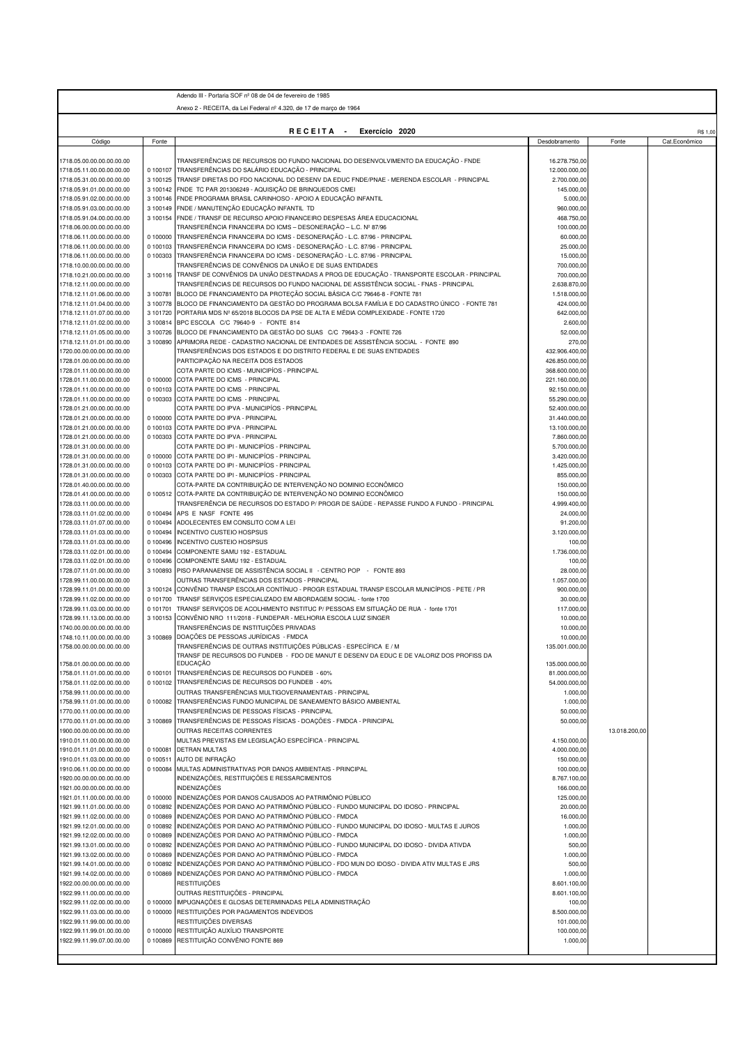Adendo III - Portaria SOF nº 08 de 04 de fevereiro de 1985

Anexo 2 - RECEITA, da Lei Federal nº 4.320, de 17 de março de 1964

## R E C E I T A - Exercício 2020

R$ 1,00

| Código | Fonte | | Desdobramento | Fonte | Cat.Econômico |
|---|---|---|---|---|---|
| 1718.05.00.00.00.00.00 | | TRANSFERÊNCIAS DE RECURSOS DO FUNDO NACIONAL DO DESENVOLVIMENTO DA EDUCAÇÃO - FNDE | 16.278.750,00 | | |
| 1718.05.11.00.00.00.00 | 0 100107 | TRANSFERÊNCIAS DO SALÁRIO EDUCAÇÃO - PRINCIPAL | 12.000.000,00 | | |
| 1718.05.31.00.00.00.00 | 3 100125 | TRANSF DIRETAS DO FDO NACIONAL DO DESENV DA EDUC FNDE/PNAE - MERENDA ESCOLAR - PRINCIPAL | 2.700.000,00 | | |
| 1718.05.91.01.00.00.00 | 3 100142 | FNDE TC PAR 201306249 - AQUISIÇÃO DE BRINQUEDOS CMEI | 145.000,00 | | |
| 1718.05.91.02.00.00.00 | 3 100146 | FNDE PROGRAMA BRASIL CARINHOSO - APOIO A EDUCAÇÃO INFANTIL | 5.000,00 | | |
| 1718.05.91.03.00.00.00 | 3 100149 | FNDE / MANUTENÇÃO EDUCAÇÃO INFANTIL TD | 960.000,00 | | |
| 1718.05.91.04.00.00.00 | 3 100154 | FNDE / TRANSF DE RECURSO APOIO FINANCEIRO DESPESAS ÁREA EDUCACIONAL | 468.750,00 | | |
| 1718.06.00.00.00.00.00 | | TRANSFERÊNCIA FINANCEIRA DO ICMS – DESONERAÇÃO – L.C. Nº 87/96 | 100.000,00 | | |
| 1718.06.11.00.00.00.00 | 0 100000 | TRANSFERÊNCIA FINANCEIRA DO ICMS - DESONERAÇÃO - L.C. 87/96 - PRINCIPAL | 60.000,00 | | |
| 1718.06.11.00.00.00.00 | 0 100103 | TRANSFERÊNCIA FINANCEIRA DO ICMS - DESONERAÇÃO - L.C. 87/96 - PRINCIPAL | 25.000,00 | | |
| 1718.06.11.00.00.00.00 | 0 100303 | TRANSFERÊNCIA FINANCEIRA DO ICMS - DESONERAÇÃO - L.C. 87/96 - PRINCIPAL | 15.000,00 | | |
| 1718.10.00.00.00.00.00 | | TRANSFERÊNCIAS DE CONVÊNIOS DA UNIÃO E DE SUAS ENTIDADES | 700.000,00 | | |
| 1718.10.21.00.00.00.00 | 3 100116 | TRANSF DE CONVÊNIOS DA UNIÃO DESTINADAS A PROG DE EDUCAÇÃO - TRANSPORTE ESCOLAR - PRINCIPAL | 700.000,00 | | |
| 1718.12.11.00.00.00.00 | | TRANSFERÊNCIAS DE RECURSOS DO FUNDO NACIONAL DE ASSISTÊNCIA SOCIAL - FNAS - PRINCIPAL | 2.638.870,00 | | |
| 1718.12.11.01.06.00.00 | 3 100781 | BLOCO DE FINANCIAMENTO DA PROTEÇÃO SOCIAL BÁSICA C/C 79646-8 - FONTE 781 | 1.518.000,00 | | |
| 1718.12.11.01.04.00.00 | 3 100778 | BLOCO DE FINANCIAMENTO DA GESTÃO DO PROGRAMA BOLSA FAMÍLIA E DO CADASTRO ÚNICO - FONTE 781 | 424.000,00 | | |
| 1718.12.11.01.07.00.00 | 3 101720 | PORTARIA MDS Nº 65/2018 BLOCOS DA PSE DE ALTA E MÉDIA COMPLEXIDADE - FONTE 1720 | 642.000,00 | | |
| 1718.12.11.01.02.00.00 | 3 100814 | BPC ESCOLA C/C 79640-9 - FONTE 814 | 2.600,00 | | |
| 1718.12.11.01.05.00.00 | 3 100726 | BLOCO DE FINANCIAMENTO DA GESTÃO DO SUAS C/C 79643-3 - FONTE 726 | 52.000,00 | | |
| 1718.12.11.01.01.00.00 | 3 100890 | APRIMORA REDE - CADASTRO NACIONAL DE ENTIDADES DE ASSISTÊNCIA SOCIAL - FONTE 890 | 270,00 | | |
| 1720.00.00.00.00.00.00 | | TRANSFERÊNCIAS DOS ESTADOS E DO DISTRITO FEDERAL E DE SUAS ENTIDADES | 432.906.400,00 | | |
| 1728.01.00.00.00.00.00 | | PARTICIPAÇÃO NA RECEITA DOS ESTADOS | 426.850.000,00 | | |
| 1728.01.11.00.00.00.00 | | COTA PARTE DO ICMS - MUNICÍPIOS - PRINCIPAL | 368.600.000,00 | | |
| 1728.01.11.00.00.00.00 | 0 100000 | COTA PARTE DO ICMS - PRINCIPAL | 221.160.000,00 | | |
| 1728.01.11.00.00.00.00 | 0 100103 | COTA PARTE DO ICMS - PRINCIPAL | 92.150.000,00 | | |
| 1728.01.11.00.00.00.00 | 0 100303 | COTA PARTE DO ICMS - PRINCIPAL | 55.290.000,00 | | |
| 1728.01.21.00.00.00.00 | | COTA PARTE DO IPVA - MUNICÍPIOS - PRINCIPAL | 52.400.000,00 | | |
| 1728.01.21.00.00.00.00 | 0 100000 | COTA PARTE DO IPVA - PRINCIPAL | 31.440.000,00 | | |
| 1728.01.21.00.00.00.00 | 0 100103 | COTA PARTE DO IPVA - PRINCIPAL | 13.100.000,00 | | |
| 1728.01.21.00.00.00.00 | 0 100303 | COTA PARTE DO IPVA - PRINCIPAL | 7.860.000,00 | | |
| 1728.01.31.00.00.00.00 | | COTA PARTE DO IPI - MUNICÍPIOS - PRINCIPAL | 5.700.000,00 | | |
| 1728.01.31.00.00.00.00 | 0 100000 | COTA PARTE DO IPI - MUNICÍPIOS - PRINCIPAL | 3.420.000,00 | | |
| 1728.01.31.00.00.00.00 | 0 100103 | COTA PARTE DO IPI - MUNICÍPIOS - PRINCIPAL | 1.425.000,00 | | |
| 1728.01.31.00.00.00.00 | 0 100303 | COTA PARTE DO IPI - MUNICÍPIOS - PRINCIPAL | 855.000,00 | | |
| 1728.01.40.00.00.00.00 | | COTA-PARTE DA CONTRIBUIÇÃO DE INTERVENÇÃO NO DOMINIO ECONÔMICO | 150.000,00 | | |
| 1728.01.41.00.00.00.00 | 0 100512 | COTA-PARTE DA CONTRIBUIÇÃO DE INTERVENÇÃO NO DOMINIO ECONÔMICO | 150.000,00 | | |
| 1728.03.11.00.00.00.00 | | TRANSFERÊNCIA DE RECURSOS DO ESTADO P/ PROGR DE SAÚDE - REPASSE FUNDO A FUNDO - PRINCIPAL | 4.999.400,00 | | |
| 1728.03.11.01.02.00.00 | 0 100494 | APS E NASF FONTE 495 | 24.000,00 | | |
| 1728.03.11.01.07.00.00 | 0 100494 | ADOLECENTES EM CONSLITO COM A LEI | 91.200,00 | | |
| 1728.03.11.01.03.00.00 | 0 100494 | INCENTIVO CUSTEIO HOSPSUS | 3.120.000,00 | | |
| 1728.03.11.01.03.00.00 | 0 100496 | INCENTIVO CUSTEIO HOSPSUS | 100,00 | | |
| 1728.03.11.02.01.00.00 | 0 100494 | COMPONENTE SAMU 192 - ESTADUAL | 1.736.000,00 | | |
| 1728.03.11.02.01.00.00 | 0 100496 | COMPONENTE SAMU 192 - ESTADUAL | 100,00 | | |
| 1728.07.11.01.00.00.00 | 3 100893 | PISO PARANAENSE DE ASSISTÊNCIA SOCIAL II - CENTRO POP - FONTE 893 | 28.000,00 | | |
| 1728.99.11.00.00.00.00 | | OUTRAS TRANSFERÊNCIAS DOS ESTADOS - PRINCIPAL | 1.057.000,00 | | |
| 1728.99.11.01.00.00.00 | 3 100124 | CONVÊNIO TRANSP ESCOLAR CONTÍNUO - PROGR ESTADUAL TRANSP ESCOLAR MUNICÍPIOS - PETE / PR | 900.000,00 | | |
| 1728.99.11.02.00.00.00 | 0 101700 | TRANSF SERVIÇOS ESPECIALIZADO EM ABORDAGEM SOCIAL - fonte 1700 | 30.000,00 | | |
| 1728.99.11.03.00.00.00 | 0 101701 | TRANSF SERVIÇOS DE ACOLHIMENTO INSTITUC P/ PESSOAS EM SITUAÇÃO DE RUA - fonte 1701 | 117.000,00 | | |
| 1728.99.11.13.00.00.00 | 3 100153 | CONVÊNIO NRO 111/2018 - FUNDEPAR - MELHORIA ESCOLA LUIZ SINGER | 10.000,00 | | |
| 1740.00.00.00.00.00.00 | | TRANSFERÊNCIAS DE INSTITUIÇÕES PRIVADAS | 10.000,00 | | |
| 1748.10.11.00.00.00.00 | 3 100869 | DOAÇÕES DE PESSOAS JURÍDICAS - FMDCA | 10.000,00 | | |
| 1758.00.00.00.00.00.00 | | TRANSFERÊNCIAS DE OUTRAS INSTITUIÇÕES PÚBLICAS - ESPECÍFICA E / M | 135.001.000,00 | | |
| 1758.01.00.00.00.00.00 | | TRANSF DE RECURSOS DO FUNDEB - FDO DE MANUT E DESENV DA EDUC E DE VALORIZ DOS PROFISS DA EDUCAÇÃO | 135.000.000,00 | | |
| 1758.01.11.01.00.00.00 | 0 100101 | TRANSFERÊNCIAS DE RECURSOS DO FUNDEB - 60% | 81.000.000,00 | | |
| 1758.01.11.02.00.00.00 | 0 100102 | TRANSFERÊNCIAS DE RECURSOS DO FUNDEB - 40% | 54.000.000,00 | | |
| 1758.99.11.00.00.00.00 | | OUTRAS TRANSFERÊNCIAS MULTIGOVERNAMENTAIS - PRINCIPAL | 1.000,00 | | |
| 1758.99.11.01.00.00.00 | 0 100082 | TRANSFERÊNCIAS FUNDO MUNICIPAL DE SANEAMENTO BÁSICO AMBIENTAL | 1.000,00 | | |
| 1770.00.11.00.00.00.00 | | TRANSFERÊNCIAS DE PESSOAS FÍSICAS - PRINCIPAL | 50.000,00 | | |
| 1770.00.11.01.00.00.00 | 3 100869 | TRANSFERÊNCIAS DE PESSOAS FÍSICAS - DOAÇÕES - FMDCA - PRINCIPAL | 50.000,00 | | |
| 1900.00.00.00.00.00.00 | | OUTRAS RECEITAS CORRENTES | | 13.018.200,00 | |
| 1910.01.11.00.00.00.00 | | MULTAS PREVISTAS EM LEGISLAÇÃO ESPECÍFICA - PRINCIPAL | 4.150.000,00 | | |
| 1910.01.11.01.00.00.00 | 0 100081 | DETRAN MULTAS | 4.000.000,00 | | |
| 1910.01.11.03.00.00.00 | 0 100511 | AUTO DE INFRAÇÃO | 150.000,00 | | |
| 1910.06.11.00.00.00.00 | 0 100084 | MULTAS ADMINISTRATIVAS POR DANOS AMBIENTAIS - PRINCIPAL | 100.000,00 | | |
| 1920.00.00.00.00.00.00 | | INDENIZAÇÕES, RESTITUIÇÕES E RESSARCIMENTOS | 8.767.100,00 | | |
| 1921.00.00.00.00.00.00 | | INDENIZAÇÕES | 166.000,00 | | |
| 1921.01.11.00.00.00.00 | 0 100000 | INDENIZAÇÕES POR DANOS CAUSADOS AO PATRIMÔNIO PÚBLICO | 125.000,00 | | |
| 1921.99.11.01.00.00.00 | 0 100892 | INDENIZAÇÕES POR DANO AO PATRIMÔNIO PÚBLICO - FUNDO MUNICIPAL DO IDOSO - PRINCIPAL | 20.000,00 | | |
| 1921.99.11.02.00.00.00 | 0 100869 | INDENIZAÇÕES POR DANO AO PATRIMÔNIO PÚBLICO - FMDCA | 16.000,00 | | |
| 1921.99.12.01.00.00.00 | 0 100892 | INDENIZAÇÕES POR DANO AO PATRIMÔNIO PÚBLICO - FUNDO MUNICIPAL DO IDOSO - MULTAS E JUROS | 1.000,00 | | |
| 1921.99.12.02.00.00.00 | 0 100869 | INDENIZAÇÕES POR DANO AO PATRIMÔNIO PÚBLICO - FMDCA | 1.000,00 | | |
| 1921.99.13.01.00.00.00 | 0 100892 | INDENIZAÇÕES POR DANO AO PATRIMÔNIO PÚBLICO - FUNDO MUNICIPAL DO IDOSO - DIVIDA ATIVDA | 500,00 | | |
| 1921.99.13.02.00.00.00 | 0 100869 | INDENIZAÇÕES POR DANO AO PATRIMÔNIO PÚBLICO - FMDCA | 1.000,00 | | |
| 1921.99.14.01.00.00.00 | 0 100892 | INDENIZAÇÕES POR DANO AO PATRIMÔNIO PÚBLICO - FDO MUN DO IDOSO - DIVIDA ATIV MULTAS E JRS | 500,00 | | |
| 1921.99.14.02.00.00.00 | 0 100869 | INDENIZAÇÕES POR DANO AO PATRIMÔNIO PÚBLICO - FMDCA | 1.000,00 | | |
| 1922.00.00.00.00.00.00 | | RESTITUIÇÕES | 8.601.100,00 | | |
| 1922.99.11.00.00.00.00 | | OUTRAS RESTITUIÇÕES - PRINCIPAL | 8.601.100,00 | | |
| 1922.99.11.02.00.00.00 | 0 100000 | IMPUGNAÇÕES E GLOSAS DETERMINADAS PELA ADMINISTRAÇÃO | 100,00 | | |
| 1922.99.11.03.00.00.00 | 0 100000 | RESTITUIÇÕES POR PAGAMENTOS INDEVIDOS | 8.500.000,00 | | |
| 1922.99.11.99.00.00.00 | | RESTITUIÇÕES DIVERSAS | 101.000,00 | | |
| 1922.99.11.99.01.00.00 | 0 100000 | RESTITUIÇÃO AUXÍLIO TRANSPORTE | 100.000,00 | | |
| 1922.99.11.99.07.00.00 | 0 100869 | RESTITUIÇÃO CONVÊNIO FONTE 869 | 1.000,00 | | |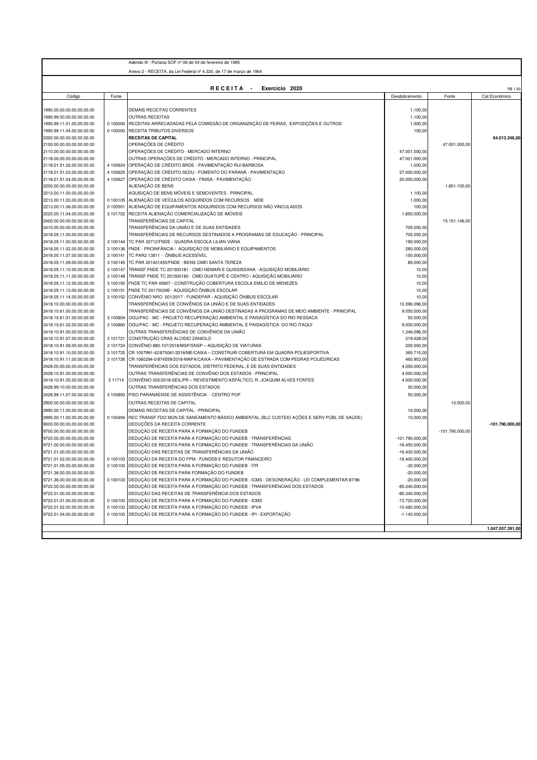Adendo III - Portaria SOF nº 08 de 04 de fevereiro de 1985

Anexo 2 - RECEITA, da Lei Federal nº 4.320, de 17 de março de 1964

**R E C E I T A - Exercício 2020**

R$ 1,00

| Código | Fonte | | Desdobramento | Fonte | Cat.Econômico |
|---|---|---|---|---|---|
| 1990.00.00.00.00.00.00 | | DEMAIS RECEITAS CORRENTES | 1.100,00 | | |
| 1990.99.00.00.00.00.00 | | OUTRAS RECEITAS | 1.100,00 | | |
| 1990.99.11.01.00.00.00 | 0 100000 | RECEITAS ARRECADADAS PELA COMISSÃO DE ORGANIZAÇÃO DE FEIRAS, EXPOSIÇÕES E OUTROS | 1.000,00 | | |
| 1990.99.11.04.00.00.00 | 0 100000 | RECEITA TRIBUTOS DIVERSOS | 100,00 | | |
| 2000.00.00.00.00.00.00 | | **RECEITAS DE CAPITAL** | | | **64.013.246,00** |
| 2100.00.00.00.00.00.00 | | OPERAÇÕES DE CRÉDITO | | 47.001.000,00 | |
| 2110.00.00.00.00.00.00 | | OPERAÇÕES DE CRÉDITO - MERCADO INTERNO | 47.001.000,00 | | |
| 2118.00.00.00.00.00.00 | | OUTRAS OPERAÇÕES DE CRÉDITO - MERCADO INTERNO - PRINCIPAL | 47.001.000,00 | | |
| 2118.01.51.02.00.00.00 | 4 100624 | OPERAÇÃO DE CRÉDITO BRDE - PAVIMENTAÇÃO RUI BARBOSA | 1.000,00 | | |
| 2118.01.51.03.00.00.00 | 4 100625 | OPERAÇÃO DE CRÉDITO SEDU - FOMENTO DO PARANÁ - PAVIMENTAÇÃO | 27.000.000,00 | | |
| 2118.01.51.04.00.00.00 | 4 100627 | OPERAÇÃO DE CRÉDITO CAIXA - FINISA - PAVIMENTAÇÃO | 20.000.000,00 | | |
| 2200.00.00.00.00.00.00 | | ALIENAÇÃO DE BENS | | 1.851.100,00 | |
| 2213.00.11.00.00.00.00 | | AQUISIÇÃO DE BENS MÓVEIS E SEMOVENTES - PRINCIPAL | 1.100,00 | | |
| 2213.00.11.03.00.00.00 | 0 100105 | ALIENAÇÃO DE VEÍCULOS ADQUIRIDOS COM RECURSOS MDE | 1.000,00 | | |
| 2213.00.11.06.00.00.00 | 0 100501 | ALIENAÇÃO DE EQUIPAMENTOS ADQUIRIDOS COM RECURSOS NÃO VINCULADOS | 100,00 | | |
| 2220.00.11.04.00.00.00 | 3 101722 | RECEITA ALIENAÇÃO COMERCIALIZAÇÃO DE IMÓVEIS | 1.850.000,00 | | |
| 2400.00.00.00.00.00.00 | | TRANSFERÊNCIAS DE CAPITAL | | 15.151.146,00 | |
| 2410.00.00.00.00.00.00 | | TRANSFERÊNCIAS DA UNIÃO E DE SUAS ENTIDADES | 705.050,00 | | |
| 2418.05.11.00.00.00.00 | | TRANSFERÊNCIAS DE RECURSOS DESTINADOS A PROGRAMAS DE EDUCAÇÃO - PRINCIPAL | 705.050,00 | | |
| 2418.05.11.01.00.00.00 | 3 100144 | TC PAR 32712/FNDE - QUADRA ESCOLA LILIAN VIANA | 190.000,00 | | |
| 2418.05.11.02.00.00.00 | 3 100136 | FNDE - PROINFÂNCIA / AQUISIÇÃO DE MOBILIÁRIO E EQUIPAMENTOS | 280.000,00 | | |
| 2418.05.11.07.00.00.00 | 3 100141 | TC PAR2 13811 - ÔNIBUS ACESSÍVEL | 150.000,00 | | |
| 2418.05.11.09.00.00.00 | 3 100145 | TC PAR 201401455/FNDE - BENS CMEI SANTA TEREZA | 85.000,00 | | |
| 2418.05.11.10.00.00.00 | 3 100147 | TRANSF FNDE TC 201500181 - CMEI NEMARI E QUISSISSANA - AQUISIÇÃO MOBILIÁRIO | 10,00 | | |
| 2418.05.11.11.00.00.00 | 3 100148 | TRANSF FNDE TC 201500180 - CMEI GUATUPÊ E CENTRO / AQUISIÇÃO MOBILIÁRIO | 10,00 | | |
| 2418.05.11.12.00.00.00 | 3 100150 | FNDE TC PAR 45807 - CONSTRUÇÃO COBERTURA ESCOLA EMILIO DE MENEZES | 10,00 | | |
| 2418.05.11.13.00.00.00 | 3 100151 | FNDE TC 201700395 - AQUISIÇÃO ÔNIBUS ESCOLAR | 10,00 | | |
| 2418.05.11.14.00.00.00 | 3 100152 | CONVÊNIO NRO 001/2017 - FUNDEPAR - AQUISIÇÃO ÔNIBUS ESCOLAR | 10,00 | | |
| 2418.10.00.00.00.00.00 | | TRANSFERÊNCIAS DE CONVÊNIOS DA UNIÃO E DE SUAS ENTIDADES | 10.396.096,00 | | |
| 2418.10.61.00.00.00.00 | | TRANSFERÊNCIAS DE CONVÊNIOS DA UNIÃO DESTINADAS A PROGRAMAS DE MEIO AMBIENTE - PRINCIPAL | 9.050.000,00 | | |
| 2418.10.61.01.00.00.00 | 3 100804 | OGU/PAC - MC - PROJETO RECUPERAÇÃO AMBIENTAL E PAISAGÍSTICA DO RIO RESSACA | 50.000,00 | | |
| 2418.10.61.02.00.00.00 | 3 100860 | OGU/PAC - MC - PROJETO RECUPERAÇÃO AMBIENTAL E PAISAGÍSTICA DO RIO ITAQUI | 9.000.000,00 | | |
| 2418.10.91.00.00.00.00 | | OUTRAS TRANSFER|ÊNCIAS DE CONVÊNIOS DA UNIÃO | 1.346.096,00 | | |
| 2418.10.91.07.00.00.00 | 3 101721 | CONSTRUÇÃO CRAS ALCIDIO ZANIOLO | 319.428,00 | | |
| 2418.10.91.09.00.00.00 | 3 101724 | CONVÊNIO 880.107/2018/MSP/SNSP – AQUISIÇÃO DE VIATURAS | 200.000,00 | | |
| 2418.10.91.10.00.00.00 | 3 101725 | CR 1057991-42/875061/2018/ME/CAIXA – CONSTRUIR COBERTURA EM QUADRA POLIESPORTIVA | 365.715,00 | | |
| 2418.10.91.11.00.00.00 | 3 101726 | CR 1060294-0/874559/2018-MAPA/CAIXA – PAVIMENTAÇÃO DE ESTRADA COM PEDRAS POLIÉDRICAS | 460.953,00 | | |
| 2428.00.00.00.00.00.00 | | TRANSFERÊNCIAS DOS ESTADOS, DISTRITO FEDERAL, E DE SUAS ENTIDADES | 4.050.000,00 | | |
| 2428.10.91.00.00.00.00 | | OUTRAS TRANSFERÊNCIAS DE CONVÊNIO DOS ESTADOS - PRINCIPAL | 4.000.000,00 | | |
| 2418.10.91.05.00.00.00 | 3 11714 | CONVÊNIO 002/2018-SEIL/PR – REVESTIMENTO ASFÁLTICO, R. JOAQUIM ALVES FONTES | 4.000.000,00 | | |
| 2428.99.10.00.00.00.00 | | OUTRAS TRANSFERÊNCIAS DOS ESTADOS | 50.000,00 | | |
| 2428.99.11.07.00.00.00 | 3 100893 | PISO PARANAENSE DE ASSISTÊNCIA - CENTRO POP | 50.000,00 | | |
| 2900.00.00.00.00.00.00 | | OUTRAS RECEITAS DE CAPITAL | | 10.000,00 | |
| 2990.00.11.00.00.00.00 | | DEMAIS RECEITAS DE CAPITAL - PRINCIPAL | 10.000,00 | | |
| 2990.00.11.00.00.00.00 | 0 100494 | REC TRANSF FDO MUN DE SANEAMENTO BÁSICO AMBIENTAL (BLC CUSTEIO AÇÕES E SERV PÚBL DE SAÚDE) | 10.000,00 | | |
| 9000.00.00.00.00.00.00 | | DEDUÇÕES DA RECEITA CORRENTE | | | -101.790.000,00 |
| 9700.00.00.00.00.00.00 | | DEDUÇÃO DE RECEITA PARA A FORMAÇÃO DO FUNDEB | | -101.790.000,00 | |
| 9720.00.00.00.00.00.00 | | DEDUÇÃO DE RECEITA PARA A FORMAÇÃO DO FUNDEB - TRANSFERÊNCIAS | -101.790.000,00 | | |
| 9721.00.00.00.00.00.00 | | DEDUÇÃO DE RECEITA PARA A FORMAÇÃO DO FUNDEB - TRANSFERÊNCIAS DA UNIÃO | -16.450.000,00 | | |
| 9721.01.00.00.00.00.00 | | DEDUÇÃO DAS RECEITAS DE TRANSFERÊNCIAS DA UNIÃO | -16.430.000,00 | | |
| 9721.01.02.00.00.00.00 | 0 100103 | DEDUÇÃO DA RECEITA DO FPM - FUNDEB E REDUTOR FINANCEIRO | -16.400.000,00 | | |
| 9721.01.05.00.00.00.00 | 0 100103 | DEDUÇÃO DE RECEITA PARA A FORMAÇÃO DO FUNDEB - ITR | -30.000,00 | | |
| 9721.36.00.00.00.00.00 | | DEDUÇÃO DE RECEITA PARA FORMAÇÃO DO FUNDEB | -20.000,00 | | |
| 9721.36.00.00.00.00.00 | 0 100103 | DEDUÇÃO DE RECEITA PARA A FORMAÇÃO DO FUNDEB - ICMS - DESONERAÇÃO - LEI COMPLEMENTAR 87/96 | -20.000,00 | | |
| 9722.00.00.00.00.00.00 | | DEDUÇÃO DE RECEITA PARA A FORMAÇÃO DO FUNDEB - TRANSFERÊNCIAS DOS ESTADOS | -85.340.000,00 | | |
| 9722.01.00.00.00.00.00 | | DEDUÇÃO DAS RECEITAS DE TRANSFERÊNCIA DOS ESTADOS | -85.340.000,00 | | |
| 9722.01.01.00.00.00.00 | 0 100103 | DEDUÇÃO DE RECEITA PARA A FORMAÇÃO DO FUNDEB - ICMS | -73.720.000,00 | | |
| 9722.01.02.00.00.00.00 | 0 100103 | DEDUÇÃO DE RECEITA PARA A FORMAÇÃO DO FUNDEB - IPVA | -10.480.000,00 | | |
| 9722.01.04.00.00.00.00 | 0 100103 | DEDUÇÃO DE RECEITA PARA A FORMAÇÃO DO FUNDEB - IPI - EXPORTAÇÃO | -1.140.000,00 | | |
| | | | | | **1.047.057.391,00** |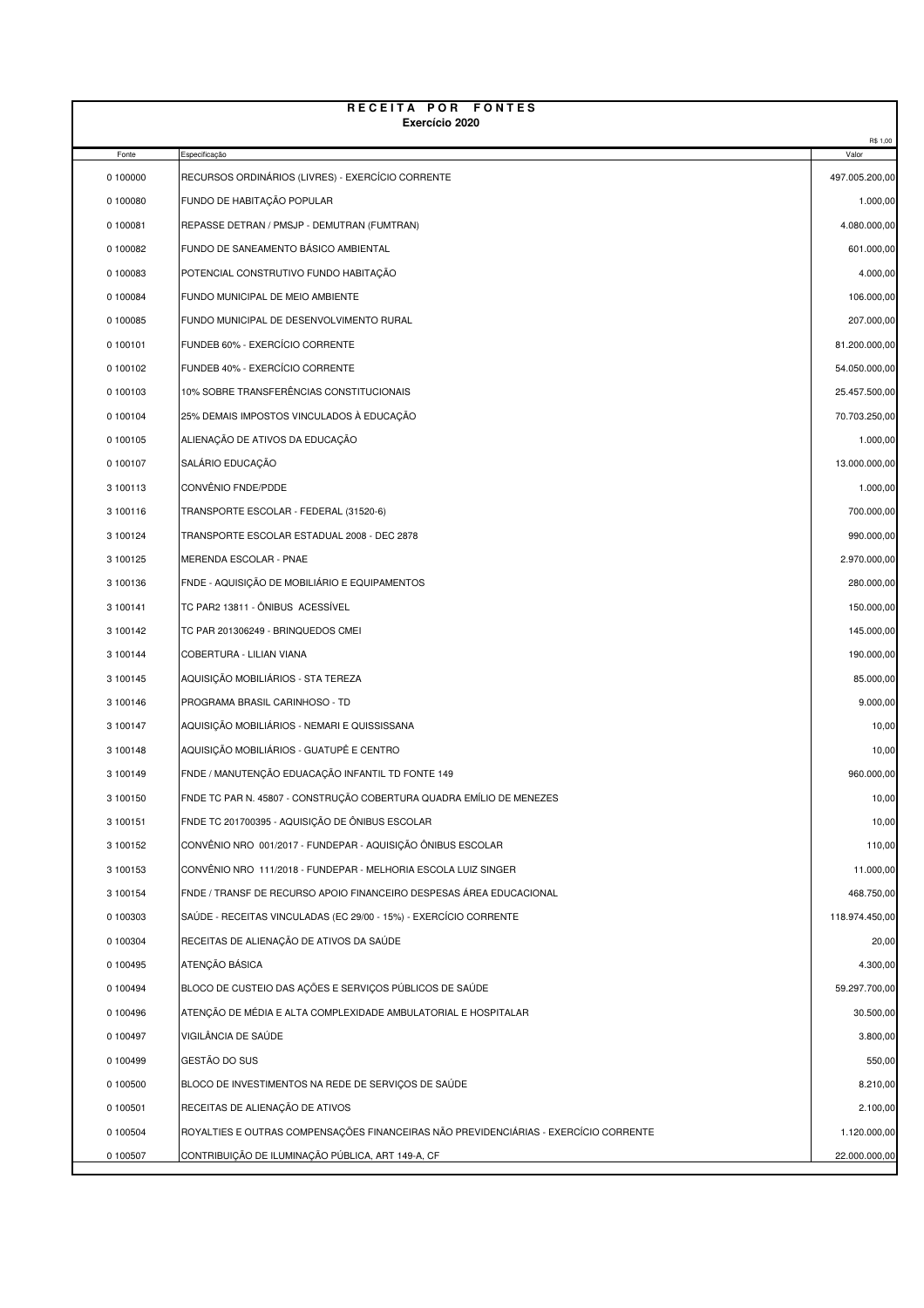# RECEITA POR FONTES

## Exercício 2020

R$ 1,00

| Fonte | Especificação | Valor |
|---|---|---|
| 0 100000 | RECURSOS ORDINÁRIOS (LIVRES) - EXERCÍCIO CORRENTE | 497.005.200,00 |
| 0 100080 | FUNDO DE HABITAÇÃO POPULAR | 1.000,00 |
| 0 100081 | REPASSE DETRAN / PMSJP - DEMUTRAN (FUMTRAN) | 4.080.000,00 |
| 0 100082 | FUNDO DE SANEAMENTO BÁSICO AMBIENTAL | 601.000,00 |
| 0 100083 | POTENCIAL CONSTRUTIVO FUNDO HABITAÇÃO | 4.000,00 |
| 0 100084 | FUNDO MUNICIPAL DE MEIO AMBIENTE | 106.000,00 |
| 0 100085 | FUNDO MUNICIPAL DE DESENVOLVIMENTO RURAL | 207.000,00 |
| 0 100101 | FUNDEB 60% - EXERCÍCIO CORRENTE | 81.200.000,00 |
| 0 100102 | FUNDEB 40% - EXERCÍCIO CORRENTE | 54.050.000,00 |
| 0 100103 | 10% SOBRE TRANSFERÊNCIAS CONSTITUCIONAIS | 25.457.500,00 |
| 0 100104 | 25% DEMAIS IMPOSTOS VINCULADOS À EDUCAÇÃO | 70.703.250,00 |
| 0 100105 | ALIENAÇÃO DE ATIVOS DA EDUCAÇÃO | 1.000,00 |
| 0 100107 | SALÁRIO EDUCAÇÃO | 13.000.000,00 |
| 3 100113 | CONVÊNIO FNDE/PDDE | 1.000,00 |
| 3 100116 | TRANSPORTE ESCOLAR - FEDERAL (31520-6) | 700.000,00 |
| 3 100124 | TRANSPORTE ESCOLAR ESTADUAL 2008 - DEC 2878 | 990.000,00 |
| 3 100125 | MERENDA ESCOLAR - PNAE | 2.970.000,00 |
| 3 100136 | FNDE - AQUISIÇÃO DE MOBILIÁRIO E EQUIPAMENTOS | 280.000,00 |
| 3 100141 | TC PAR2 13811 - ÔNIBUS ACESSÍVEL | 150.000,00 |
| 3 100142 | TC PAR 201306249 - BRINQUEDOS CMEI | 145.000,00 |
| 3 100144 | COBERTURA - LILIAN VIANA | 190.000,00 |
| 3 100145 | AQUISIÇÃO MOBILIÁRIOS - STA TEREZA | 85.000,00 |
| 3 100146 | PROGRAMA BRASIL CARINHOSO - TD | 9.000,00 |
| 3 100147 | AQUISIÇÃO MOBILIÁRIOS - NEMARI E QUISSISSANA | 10,00 |
| 3 100148 | AQUISIÇÃO MOBILIÁRIOS - GUATUPÊ E CENTRO | 10,00 |
| 3 100149 | FNDE / MANUTENÇÃO EDUCAÇÃO INFANTIL TD FONTE 149 | 960.000,00 |
| 3 100150 | FNDE TC PAR N. 45807 - CONSTRUÇÃO COBERTURA QUADRA EMÍLIO DE MENEZES | 10,00 |
| 3 100151 | FNDE TC 201700395 - AQUISIÇÃO DE ÔNIBUS ESCOLAR | 10,00 |
| 3 100152 | CONVÊNIO NRO 001/2017 - FUNDEPAR - AQUISIÇÃO ÔNIBUS ESCOLAR | 110,00 |
| 3 100153 | CONVÊNIO NRO 111/2018 - FUNDEPAR - MELHORIA ESCOLA LUIZ SINGER | 11.000,00 |
| 3 100154 | FNDE / TRANSF DE RECURSO APOIO FINANCEIRO DESPESAS ÁREA EDUCACIONAL | 468.750,00 |
| 0 100303 | SAÚDE - RECEITAS VINCULADAS (EC 29/00 - 15%) - EXERCÍCIO CORRENTE | 118.974.450,00 |
| 0 100304 | RECEITAS DE ALIENAÇÃO DE ATIVOS DA SAÚDE | 20,00 |
| 0 100495 | ATENÇÃO BÁSICA | 4.300,00 |
| 0 100494 | BLOCO DE CUSTEIO DAS AÇÕES E SERVIÇOS PÚBLICOS DE SAÚDE | 59.297.700,00 |
| 0 100496 | ATENÇÃO DE MÉDIA E ALTA COMPLEXIDADE AMBULATORIAL E HOSPITALAR | 30.500,00 |
| 0 100497 | VIGILÂNCIA DE SAÚDE | 3.800,00 |
| 0 100499 | GESTÃO DO SUS | 550,00 |
| 0 100500 | BLOCO DE INVESTIMENTOS NA REDE DE SERVIÇOS DE SAÚDE | 8.210,00 |
| 0 100501 | RECEITAS DE ALIENAÇÃO DE ATIVOS | 2.100,00 |
| 0 100504 | ROYALTIES E OUTRAS COMPENSAÇÕES FINANCEIRAS NÃO PREVIDENCIÁRIAS - EXERCÍCIO CORRENTE | 1.120.000,00 |
| 0 100507 | CONTRIBUIÇÃO DE ILUMINAÇÃO PÚBLICA, ART 149-A, CF | 22.000.000,00 |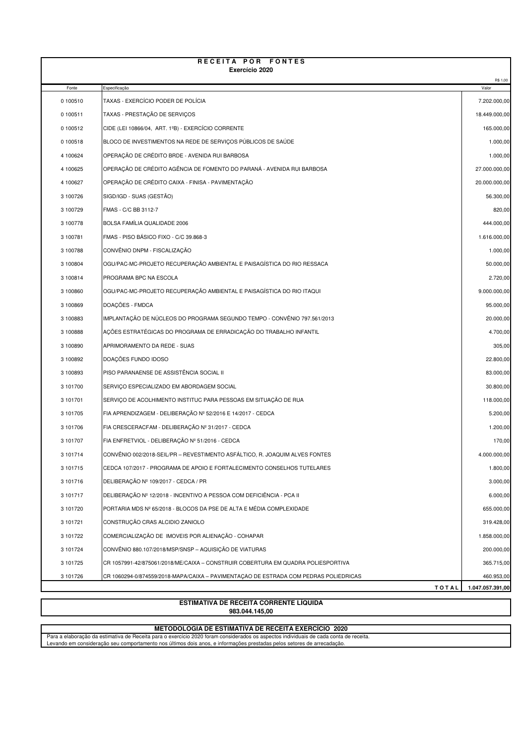## RECEITA POR FONTES
**Exercício 2020**

R$ 1,00

| Fonte | Especificação | Valor |
|---|---|---|
| 0 100510 | TAXAS - EXERCÍCIO PODER DE POLÍCIA | 7.202.000,00 |
| 0 100511 | TAXAS - PRESTAÇÃO DE SERVIÇOS | 18.449.000,00 |
| 0 100512 | CIDE (LEI 10866/04, ART. 1ºB) - EXERCÍCIO CORRENTE | 165.000,00 |
| 0 100518 | BLOCO DE INVESTIMENTOS NA REDE DE SERVIÇOS PÚBLICOS DE SAÚDE | 1.000,00 |
| 4 100624 | OPERAÇÃO DE CRÉDITO BRDE - AVENIDA RUI BARBOSA | 1.000,00 |
| 4 100625 | OPERAÇÃO DE CRÉDITO AGÊNCIA DE FOMENTO DO PARANÁ - AVENIDA RUI BARBOSA | 27.000.000,00 |
| 4 100627 | OPERAÇÃO DE CRÉDITO CAIXA - FINISA - PAVIMENTAÇÃO | 20.000.000,00 |
| 3 100726 | SIGD/IGD - SUAS (GESTÃO) | 56.300,00 |
| 3 100729 | FMAS - C/C BB 3112-7 | 820,00 |
| 3 100778 | BOLSA FAMÍLIA QUALIDADE 2006 | 444.000,00 |
| 3 100781 | FMAS - PISO BÁSICO FIXO - C/C 39.868-3 | 1.616.000,00 |
| 3 100788 | CONVÊNIO DNPM - FISCALIZAÇÃO | 1.000,00 |
| 3 100804 | OGU/PAC-MC-PROJETO RECUPERAÇÃO AMBIENTAL E PAISAGÍSTICA DO RIO RESSACA | 50.000,00 |
| 3 100814 | PROGRAMA BPC NA ESCOLA | 2.720,00 |
| 3 100860 | OGU/PAC-MC-PROJETO RECUPERAÇÃO AMBIENTAL E PAISAGÍSTICA DO RIO ITAQUI | 9.000.000,00 |
| 3 100869 | DOAÇÕES - FMDCA | 95.000,00 |
| 3 100883 | IMPLANTAÇÃO DE NÚCLEOS DO PROGRAMA SEGUNDO TEMPO - CONVÊNIO 797.561/2013 | 20.000,00 |
| 3 100888 | AÇÕES ESTRATÉGICAS DO PROGRAMA DE ERRADICAÇÃO DO TRABALHO INFANTIL | 4.700,00 |
| 3 100890 | APRIMORAMENTO DA REDE - SUAS | 305,00 |
| 3 100892 | DOAÇÕES FUNDO IDOSO | 22.800,00 |
| 3 100893 | PISO PARANAENSE DE ASSISTÊNCIA SOCIAL II | 83.000,00 |
| 3 101700 | SERVIÇO ESPECIALIZADO EM ABORDAGEM SOCIAL | 30.800,00 |
| 3 101701 | SERVIÇO DE ACOLHIMENTO INSTITUC PARA PESSOAS EM SITUAÇÃO DE RUA | 118.000,00 |
| 3 101705 | FIA APRENDIZAGEM - DELIBERAÇÃO Nº 52/2016 E 14/2017 - CEDCA | 5.200,00 |
| 3 101706 | FIA CRESCERACFAM - DELIBERAÇÃO Nº 31/2017 - CEDCA | 1.200,00 |
| 3 101707 | FIA ENFRETVIOL - DELIBERAÇÃO Nº 51/2016 - CEDCA | 170,00 |
| 3 101714 | CONVÊNIO 002/2018-SEIL/PR – REVESTIMENTO ASFÁLTICO, R. JOAQUIM ALVES FONTES | 4.000.000,00 |
| 3 101715 | CEDCA 107/2017 - PROGRAMA DE APOIO E FORTALECIMENTO CONSELHOS TUTELARES | 1.800,00 |
| 3 101716 | DELIBERAÇÃO Nº 109/2017 - CEDCA / PR | 3.000,00 |
| 3 101717 | DELIBERAÇÃO Nº 12/2018 - INCENTIVO A PESSOA COM DEFICIÊNCIA - PCA II | 6.000,00 |
| 3 101720 | PORTARIA MDS Nº 65/2018 - BLOCOS DA PSE DE ALTA E MÉDIA COMPLEXIDADE | 655.000,00 |
| 3 101721 | CONSTRUÇÃO CRAS ALCIDIO ZANIOLO | 319.428,00 |
| 3 101722 | COMERCIALIZAÇÃO DE IMOVEIS POR ALIENAÇÃO - COHAPAR | 1.858.000,00 |
| 3 101724 | CONVÊNIO 880.107/2018/MSP/SNSP – AQUISIÇÃO DE VIATURAS | 200.000,00 |
| 3 101725 | CR 1057991-42/875061/2018/ME/CAIXA – CONSTRUIR COBERTURA EM QUADRA POLIESPORTIVA | 365.715,00 |
| 3 101726 | CR 1060294-0/874559/2018-MAPA/CAIXA – PAVIMENTAÇAO DE ESTRADA COM PEDRAS POLIEDRICAS | 460.953,00 |
| | **T O T A L** | **1.047.057.391,00** |

**ESTIMATIVA DE RECEITA CORRENTE LÍQUIDA**
**983.044.145,00**

**METODOLOGIA DE ESTIMATIVA DE RECEITA EXERCÍCIO 2020**

Para a elaboração da estimativa de Receita para o exercício 2020 foram considerados os aspectos individuais de cada conta de receita.
Levando em consideração seu comportamento nos últimos dois anos, e informações prestadas pelos setores de arrecadação.